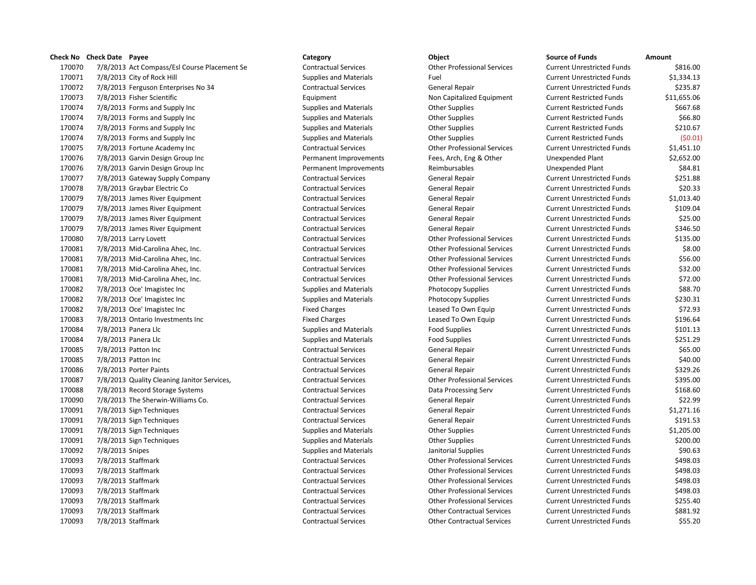| Check No | Check Date | Payee | Category | Object | Source of Funds | Amount |
|---|---|---|---|---|---|---|
| 170070 | 7/8/2013 | Act Compass/Esl Course Placement Se | Contractual Services | Other Professional Services | Current Unrestricted Funds | $816.00 |
| 170071 | 7/8/2013 | City of Rock Hill | Supplies and Materials | Fuel | Current Unrestricted Funds | $1,334.13 |
| 170072 | 7/8/2013 | Ferguson Enterprises No 34 | Contractual Services | General Repair | Current Unrestricted Funds | $235.87 |
| 170073 | 7/8/2013 | Fisher Scientific | Equipment | Non Capitalized Equipment | Current Restricted Funds | $11,655.06 |
| 170074 | 7/8/2013 | Forms and Supply Inc | Supplies and Materials | Other Supplies | Current Restricted Funds | $667.68 |
| 170074 | 7/8/2013 | Forms and Supply Inc | Supplies and Materials | Other Supplies | Current Restricted Funds | $66.80 |
| 170074 | 7/8/2013 | Forms and Supply Inc | Supplies and Materials | Other Supplies | Current Restricted Funds | $210.67 |
| 170074 | 7/8/2013 | Forms and Supply Inc | Supplies and Materials | Other Supplies | Current Restricted Funds | ($0.01) |
| 170075 | 7/8/2013 | Fortune Academy Inc | Contractual Services | Other Professional Services | Current Unrestricted Funds | $1,451.10 |
| 170076 | 7/8/2013 | Garvin Design Group Inc | Permanent Improvements | Fees, Arch, Eng & Other | Unexpended Plant | $2,652.00 |
| 170076 | 7/8/2013 | Garvin Design Group Inc | Permanent Improvements | Reimbursables | Unexpended Plant | $84.81 |
| 170077 | 7/8/2013 | Gateway Supply Company | Contractual Services | General Repair | Current Unrestricted Funds | $251.88 |
| 170078 | 7/8/2013 | Graybar Electric Co | Contractual Services | General Repair | Current Unrestricted Funds | $20.33 |
| 170079 | 7/8/2013 | James River Equipment | Contractual Services | General Repair | Current Unrestricted Funds | $1,013.40 |
| 170079 | 7/8/2013 | James River Equipment | Contractual Services | General Repair | Current Unrestricted Funds | $109.04 |
| 170079 | 7/8/2013 | James River Equipment | Contractual Services | General Repair | Current Unrestricted Funds | $25.00 |
| 170079 | 7/8/2013 | James River Equipment | Contractual Services | General Repair | Current Unrestricted Funds | $346.50 |
| 170080 | 7/8/2013 | Larry Lovett | Contractual Services | Other Professional Services | Current Unrestricted Funds | $135.00 |
| 170081 | 7/8/2013 | Mid-Carolina Ahec, Inc. | Contractual Services | Other Professional Services | Current Unrestricted Funds | $8.00 |
| 170081 | 7/8/2013 | Mid-Carolina Ahec, Inc. | Contractual Services | Other Professional Services | Current Unrestricted Funds | $56.00 |
| 170081 | 7/8/2013 | Mid-Carolina Ahec, Inc. | Contractual Services | Other Professional Services | Current Unrestricted Funds | $32.00 |
| 170081 | 7/8/2013 | Mid-Carolina Ahec, Inc. | Contractual Services | Other Professional Services | Current Unrestricted Funds | $72.00 |
| 170082 | 7/8/2013 | Oce' Imagistec Inc | Supplies and Materials | Photocopy Supplies | Current Unrestricted Funds | $88.70 |
| 170082 | 7/8/2013 | Oce' Imagistec Inc | Supplies and Materials | Photocopy Supplies | Current Unrestricted Funds | $230.31 |
| 170082 | 7/8/2013 | Oce' Imagistec Inc | Fixed Charges | Leased To Own Equip | Current Unrestricted Funds | $72.93 |
| 170083 | 7/8/2013 | Ontario Investments Inc | Fixed Charges | Leased To Own Equip | Current Unrestricted Funds | $196.64 |
| 170084 | 7/8/2013 | Panera Llc | Supplies and Materials | Food Supplies | Current Unrestricted Funds | $101.13 |
| 170084 | 7/8/2013 | Panera Llc | Supplies and Materials | Food Supplies | Current Unrestricted Funds | $251.29 |
| 170085 | 7/8/2013 | Patton Inc | Contractual Services | General Repair | Current Unrestricted Funds | $65.00 |
| 170085 | 7/8/2013 | Patton Inc | Contractual Services | General Repair | Current Unrestricted Funds | $40.00 |
| 170086 | 7/8/2013 | Porter Paints | Contractual Services | General Repair | Current Unrestricted Funds | $329.26 |
| 170087 | 7/8/2013 | Quality Cleaning Janitor Services, | Contractual Services | Other Professional Services | Current Unrestricted Funds | $395.00 |
| 170088 | 7/8/2013 | Record Storage Systems | Contractual Services | Data Processing Serv | Current Unrestricted Funds | $168.60 |
| 170090 | 7/8/2013 | The Sherwin-Williams Co. | Contractual Services | General Repair | Current Unrestricted Funds | $22.99 |
| 170091 | 7/8/2013 | Sign Techniques | Contractual Services | General Repair | Current Unrestricted Funds | $1,271.16 |
| 170091 | 7/8/2013 | Sign Techniques | Contractual Services | General Repair | Current Unrestricted Funds | $191.53 |
| 170091 | 7/8/2013 | Sign Techniques | Supplies and Materials | Other Supplies | Current Unrestricted Funds | $1,205.00 |
| 170091 | 7/8/2013 | Sign Techniques | Supplies and Materials | Other Supplies | Current Unrestricted Funds | $200.00 |
| 170092 | 7/8/2013 | Snipes | Supplies and Materials | Janitorial Supplies | Current Unrestricted Funds | $90.63 |
| 170093 | 7/8/2013 | Staffmark | Contractual Services | Other Professional Services | Current Unrestricted Funds | $498.03 |
| 170093 | 7/8/2013 | Staffmark | Contractual Services | Other Professional Services | Current Unrestricted Funds | $498.03 |
| 170093 | 7/8/2013 | Staffmark | Contractual Services | Other Professional Services | Current Unrestricted Funds | $498.03 |
| 170093 | 7/8/2013 | Staffmark | Contractual Services | Other Professional Services | Current Unrestricted Funds | $498.03 |
| 170093 | 7/8/2013 | Staffmark | Contractual Services | Other Professional Services | Current Unrestricted Funds | $255.40 |
| 170093 | 7/8/2013 | Staffmark | Contractual Services | Other Contractual Services | Current Unrestricted Funds | $881.92 |
| 170093 | 7/8/2013 | Staffmark | Contractual Services | Other Contractual Services | Current Unrestricted Funds | $55.20 |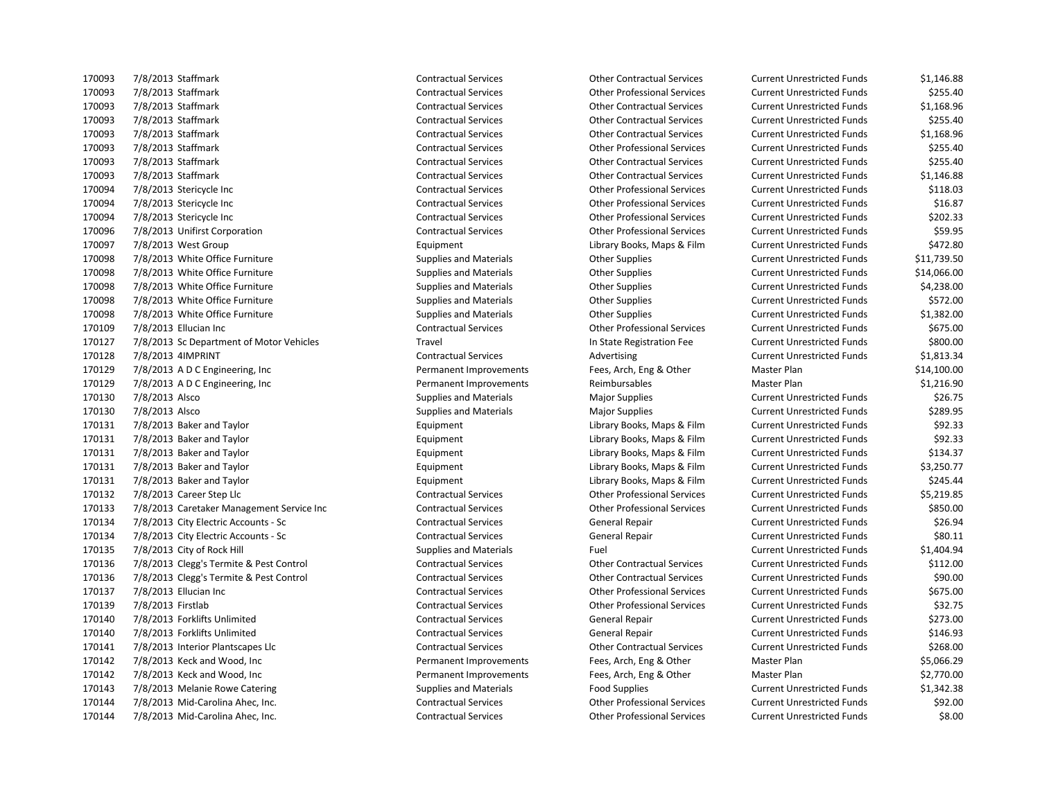| | | | | | | |
|---|---|---|---|---|---|---|
| 170093 | 7/8/2013 | Staffmark | Contractual Services | Other Contractual Services | Current Unrestricted Funds | $1,146.88 |
| 170093 | 7/8/2013 | Staffmark | Contractual Services | Other Professional Services | Current Unrestricted Funds | $255.40 |
| 170093 | 7/8/2013 | Staffmark | Contractual Services | Other Contractual Services | Current Unrestricted Funds | $1,168.96 |
| 170093 | 7/8/2013 | Staffmark | Contractual Services | Other Contractual Services | Current Unrestricted Funds | $255.40 |
| 170093 | 7/8/2013 | Staffmark | Contractual Services | Other Contractual Services | Current Unrestricted Funds | $1,168.96 |
| 170093 | 7/8/2013 | Staffmark | Contractual Services | Other Professional Services | Current Unrestricted Funds | $255.40 |
| 170093 | 7/8/2013 | Staffmark | Contractual Services | Other Contractual Services | Current Unrestricted Funds | $255.40 |
| 170093 | 7/8/2013 | Staffmark | Contractual Services | Other Contractual Services | Current Unrestricted Funds | $1,146.88 |
| 170094 | 7/8/2013 | Stericycle Inc | Contractual Services | Other Professional Services | Current Unrestricted Funds | $118.03 |
| 170094 | 7/8/2013 | Stericycle Inc | Contractual Services | Other Professional Services | Current Unrestricted Funds | $16.87 |
| 170094 | 7/8/2013 | Stericycle Inc | Contractual Services | Other Professional Services | Current Unrestricted Funds | $202.33 |
| 170096 | 7/8/2013 | Unifirst Corporation | Contractual Services | Other Professional Services | Current Unrestricted Funds | $59.95 |
| 170097 | 7/8/2013 | West Group | Equipment | Library Books, Maps & Film | Current Unrestricted Funds | $472.80 |
| 170098 | 7/8/2013 | White Office Furniture | Supplies and Materials | Other Supplies | Current Unrestricted Funds | $11,739.50 |
| 170098 | 7/8/2013 | White Office Furniture | Supplies and Materials | Other Supplies | Current Unrestricted Funds | $14,066.00 |
| 170098 | 7/8/2013 | White Office Furniture | Supplies and Materials | Other Supplies | Current Unrestricted Funds | $4,238.00 |
| 170098 | 7/8/2013 | White Office Furniture | Supplies and Materials | Other Supplies | Current Unrestricted Funds | $572.00 |
| 170098 | 7/8/2013 | White Office Furniture | Supplies and Materials | Other Supplies | Current Unrestricted Funds | $1,382.00 |
| 170109 | 7/8/2013 | Ellucian Inc | Contractual Services | Other Professional Services | Current Unrestricted Funds | $675.00 |
| 170127 | 7/8/2013 | Sc Department of Motor Vehicles | Travel | In State Registration Fee | Current Unrestricted Funds | $800.00 |
| 170128 | 7/8/2013 | 4IMPRINT | Contractual Services | Advertising | Current Unrestricted Funds | $1,813.34 |
| 170129 | 7/8/2013 | A D C Engineering, Inc | Permanent Improvements | Fees, Arch, Eng & Other | Master Plan | $14,100.00 |
| 170129 | 7/8/2013 | A D C Engineering, Inc | Permanent Improvements | Reimbursables | Master Plan | $1,216.90 |
| 170130 | 7/8/2013 | Alsco | Supplies and Materials | Major Supplies | Current Unrestricted Funds | $26.75 |
| 170130 | 7/8/2013 | Alsco | Supplies and Materials | Major Supplies | Current Unrestricted Funds | $289.95 |
| 170131 | 7/8/2013 | Baker and Taylor | Equipment | Library Books, Maps & Film | Current Unrestricted Funds | $92.33 |
| 170131 | 7/8/2013 | Baker and Taylor | Equipment | Library Books, Maps & Film | Current Unrestricted Funds | $92.33 |
| 170131 | 7/8/2013 | Baker and Taylor | Equipment | Library Books, Maps & Film | Current Unrestricted Funds | $134.37 |
| 170131 | 7/8/2013 | Baker and Taylor | Equipment | Library Books, Maps & Film | Current Unrestricted Funds | $3,250.77 |
| 170131 | 7/8/2013 | Baker and Taylor | Equipment | Library Books, Maps & Film | Current Unrestricted Funds | $245.44 |
| 170132 | 7/8/2013 | Career Step Llc | Contractual Services | Other Professional Services | Current Unrestricted Funds | $5,219.85 |
| 170133 | 7/8/2013 | Caretaker Management Service Inc | Contractual Services | Other Professional Services | Current Unrestricted Funds | $850.00 |
| 170134 | 7/8/2013 | City Electric Accounts - Sc | Contractual Services | General Repair | Current Unrestricted Funds | $26.94 |
| 170134 | 7/8/2013 | City Electric Accounts - Sc | Contractual Services | General Repair | Current Unrestricted Funds | $80.11 |
| 170135 | 7/8/2013 | City of Rock Hill | Supplies and Materials | Fuel | Current Unrestricted Funds | $1,404.94 |
| 170136 | 7/8/2013 | Clegg's Termite & Pest Control | Contractual Services | Other Contractual Services | Current Unrestricted Funds | $112.00 |
| 170136 | 7/8/2013 | Clegg's Termite & Pest Control | Contractual Services | Other Contractual Services | Current Unrestricted Funds | $90.00 |
| 170137 | 7/8/2013 | Ellucian Inc | Contractual Services | Other Professional Services | Current Unrestricted Funds | $675.00 |
| 170139 | 7/8/2013 | Firstlab | Contractual Services | Other Professional Services | Current Unrestricted Funds | $32.75 |
| 170140 | 7/8/2013 | Forklifts Unlimited | Contractual Services | General Repair | Current Unrestricted Funds | $273.00 |
| 170140 | 7/8/2013 | Forklifts Unlimited | Contractual Services | General Repair | Current Unrestricted Funds | $146.93 |
| 170141 | 7/8/2013 | Interior Plantscapes Llc | Contractual Services | Other Contractual Services | Current Unrestricted Funds | $268.00 |
| 170142 | 7/8/2013 | Keck and Wood, Inc | Permanent Improvements | Fees, Arch, Eng & Other | Master Plan | $5,066.29 |
| 170142 | 7/8/2013 | Keck and Wood, Inc | Permanent Improvements | Fees, Arch, Eng & Other | Master Plan | $2,770.00 |
| 170143 | 7/8/2013 | Melanie Rowe Catering | Supplies and Materials | Food Supplies | Current Unrestricted Funds | $1,342.38 |
| 170144 | 7/8/2013 | Mid-Carolina Ahec, Inc. | Contractual Services | Other Professional Services | Current Unrestricted Funds | $92.00 |
| 170144 | 7/8/2013 | Mid-Carolina Ahec, Inc. | Contractual Services | Other Professional Services | Current Unrestricted Funds | $8.00 |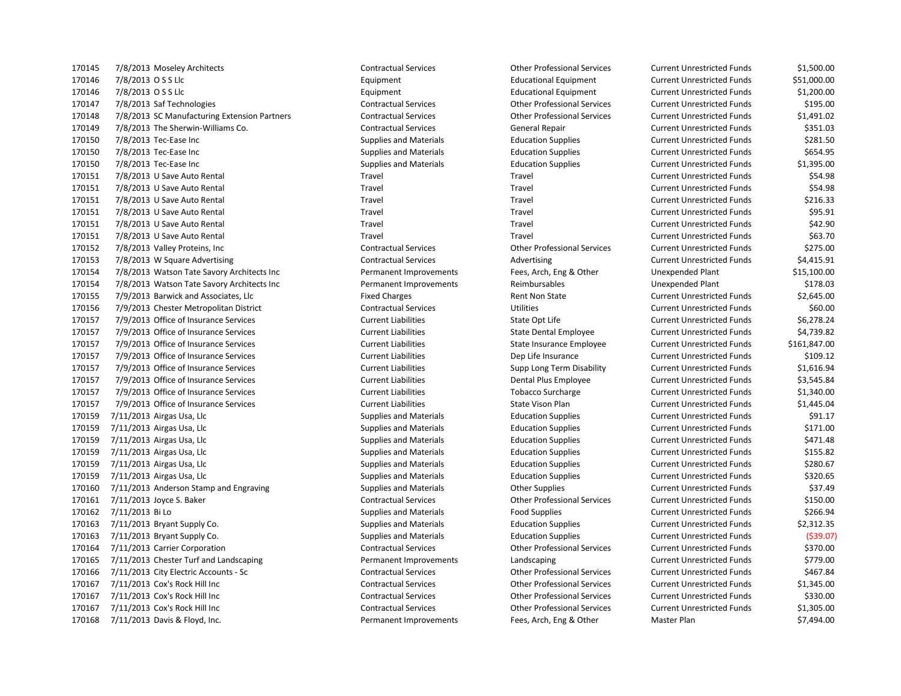| | | | | | | |
|---|---|---|---|---|---|---|
| 170145 | 7/8/2013 | Moseley Architects | Contractual Services | Other Professional Services | Current Unrestricted Funds | $1,500.00 |
| 170146 | 7/8/2013 | O S S Llc | Equipment | Educational Equipment | Current Unrestricted Funds | $51,000.00 |
| 170146 | 7/8/2013 | O S S Llc | Equipment | Educational Equipment | Current Unrestricted Funds | $1,200.00 |
| 170147 | 7/8/2013 | Saf Technologies | Contractual Services | Other Professional Services | Current Unrestricted Funds | $195.00 |
| 170148 | 7/8/2013 | SC Manufacturing Extension Partners | Contractual Services | Other Professional Services | Current Unrestricted Funds | $1,491.02 |
| 170149 | 7/8/2013 | The Sherwin-Williams Co. | Contractual Services | General Repair | Current Unrestricted Funds | $351.03 |
| 170150 | 7/8/2013 | Tec-Ease Inc | Supplies and Materials | Education Supplies | Current Unrestricted Funds | $281.50 |
| 170150 | 7/8/2013 | Tec-Ease Inc | Supplies and Materials | Education Supplies | Current Unrestricted Funds | $654.95 |
| 170150 | 7/8/2013 | Tec-Ease Inc | Supplies and Materials | Education Supplies | Current Unrestricted Funds | $1,395.00 |
| 170151 | 7/8/2013 | U Save Auto Rental | Travel | Travel | Current Unrestricted Funds | $54.98 |
| 170151 | 7/8/2013 | U Save Auto Rental | Travel | Travel | Current Unrestricted Funds | $54.98 |
| 170151 | 7/8/2013 | U Save Auto Rental | Travel | Travel | Current Unrestricted Funds | $216.33 |
| 170151 | 7/8/2013 | U Save Auto Rental | Travel | Travel | Current Unrestricted Funds | $95.91 |
| 170151 | 7/8/2013 | U Save Auto Rental | Travel | Travel | Current Unrestricted Funds | $42.90 |
| 170151 | 7/8/2013 | U Save Auto Rental | Travel | Travel | Current Unrestricted Funds | $63.70 |
| 170152 | 7/8/2013 | Valley Proteins, Inc | Contractual Services | Other Professional Services | Current Unrestricted Funds | $275.00 |
| 170153 | 7/8/2013 | W Square Advertising | Contractual Services | Advertising | Current Unrestricted Funds | $4,415.91 |
| 170154 | 7/8/2013 | Watson Tate Savory Architects Inc | Permanent Improvements | Fees, Arch, Eng & Other | Unexpended Plant | $15,100.00 |
| 170154 | 7/8/2013 | Watson Tate Savory Architects Inc | Permanent Improvements | Reimbursables | Unexpended Plant | $178.03 |
| 170155 | 7/9/2013 | Barwick and Associates, Llc | Fixed Charges | Rent Non State | Current Unrestricted Funds | $2,645.00 |
| 170156 | 7/9/2013 | Chester Metropolitan District | Contractual Services | Utilities | Current Unrestricted Funds | $60.00 |
| 170157 | 7/9/2013 | Office of Insurance Services | Current Liabilities | State Opt Life | Current Unrestricted Funds | $6,278.24 |
| 170157 | 7/9/2013 | Office of Insurance Services | Current Liabilities | State Dental Employee | Current Unrestricted Funds | $4,739.82 |
| 170157 | 7/9/2013 | Office of Insurance Services | Current Liabilities | State Insurance Employee | Current Unrestricted Funds | $161,847.00 |
| 170157 | 7/9/2013 | Office of Insurance Services | Current Liabilities | Dep Life Insurance | Current Unrestricted Funds | $109.12 |
| 170157 | 7/9/2013 | Office of Insurance Services | Current Liabilities | Supp Long Term Disability | Current Unrestricted Funds | $1,616.94 |
| 170157 | 7/9/2013 | Office of Insurance Services | Current Liabilities | Dental Plus Employee | Current Unrestricted Funds | $3,545.84 |
| 170157 | 7/9/2013 | Office of Insurance Services | Current Liabilities | Tobacco Surcharge | Current Unrestricted Funds | $1,340.00 |
| 170157 | 7/9/2013 | Office of Insurance Services | Current Liabilities | State Vison Plan | Current Unrestricted Funds | $1,445.04 |
| 170159 | 7/11/2013 | Airgas Usa, Llc | Supplies and Materials | Education Supplies | Current Unrestricted Funds | $91.17 |
| 170159 | 7/11/2013 | Airgas Usa, Llc | Supplies and Materials | Education Supplies | Current Unrestricted Funds | $171.00 |
| 170159 | 7/11/2013 | Airgas Usa, Llc | Supplies and Materials | Education Supplies | Current Unrestricted Funds | $471.48 |
| 170159 | 7/11/2013 | Airgas Usa, Llc | Supplies and Materials | Education Supplies | Current Unrestricted Funds | $155.82 |
| 170159 | 7/11/2013 | Airgas Usa, Llc | Supplies and Materials | Education Supplies | Current Unrestricted Funds | $280.67 |
| 170159 | 7/11/2013 | Airgas Usa, Llc | Supplies and Materials | Education Supplies | Current Unrestricted Funds | $320.65 |
| 170160 | 7/11/2013 | Anderson Stamp and Engraving | Supplies and Materials | Other Supplies | Current Unrestricted Funds | $37.49 |
| 170161 | 7/11/2013 | Joyce S. Baker | Contractual Services | Other Professional Services | Current Unrestricted Funds | $150.00 |
| 170162 | 7/11/2013 | Bi Lo | Supplies and Materials | Food Supplies | Current Unrestricted Funds | $266.94 |
| 170163 | 7/11/2013 | Bryant Supply Co. | Supplies and Materials | Education Supplies | Current Unrestricted Funds | $2,312.35 |
| 170163 | 7/11/2013 | Bryant Supply Co. | Supplies and Materials | Education Supplies | Current Unrestricted Funds | ($39.07) |
| 170164 | 7/11/2013 | Carrier Corporation | Contractual Services | Other Professional Services | Current Unrestricted Funds | $370.00 |
| 170165 | 7/11/2013 | Chester Turf and Landscaping | Permanent Improvements | Landscaping | Current Unrestricted Funds | $779.00 |
| 170166 | 7/11/2013 | City Electric Accounts - Sc | Contractual Services | Other Professional Services | Current Unrestricted Funds | $467.84 |
| 170167 | 7/11/2013 | Cox's Rock Hill Inc | Contractual Services | Other Professional Services | Current Unrestricted Funds | $1,345.00 |
| 170167 | 7/11/2013 | Cox's Rock Hill Inc | Contractual Services | Other Professional Services | Current Unrestricted Funds | $330.00 |
| 170167 | 7/11/2013 | Cox's Rock Hill Inc | Contractual Services | Other Professional Services | Current Unrestricted Funds | $1,305.00 |
| 170168 | 7/11/2013 | Davis & Floyd, Inc. | Permanent Improvements | Fees, Arch, Eng & Other | Master Plan | $7,494.00 |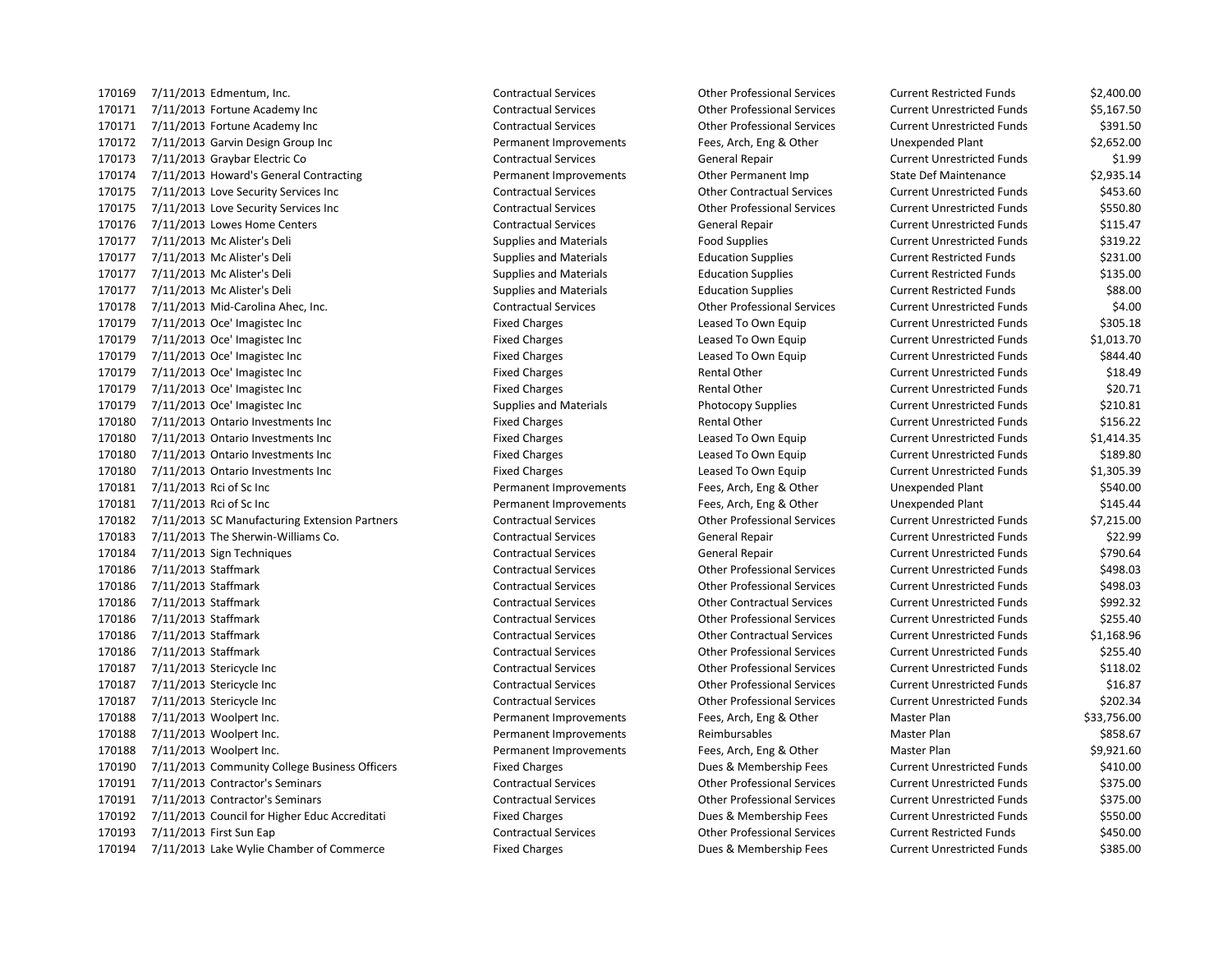| | | | | | | |
|---|---|---|---|---|---|---|
| 170169 | 7/11/2013 | Edmentum, Inc. | Contractual Services | Other Professional Services | Current Restricted Funds | $2,400.00 |
| 170171 | 7/11/2013 | Fortune Academy Inc | Contractual Services | Other Professional Services | Current Unrestricted Funds | $5,167.50 |
| 170171 | 7/11/2013 | Fortune Academy Inc | Contractual Services | Other Professional Services | Current Unrestricted Funds | $391.50 |
| 170172 | 7/11/2013 | Garvin Design Group Inc | Permanent Improvements | Fees, Arch, Eng & Other | Unexpended Plant | $2,652.00 |
| 170173 | 7/11/2013 | Graybar Electric Co | Contractual Services | General Repair | Current Unrestricted Funds | $1.99 |
| 170174 | 7/11/2013 | Howard's General Contracting | Permanent Improvements | Other Permanent Imp | State Def Maintenance | $2,935.14 |
| 170175 | 7/11/2013 | Love Security Services Inc | Contractual Services | Other Contractual Services | Current Unrestricted Funds | $453.60 |
| 170175 | 7/11/2013 | Love Security Services Inc | Contractual Services | Other Professional Services | Current Unrestricted Funds | $550.80 |
| 170176 | 7/11/2013 | Lowes Home Centers | Contractual Services | General Repair | Current Unrestricted Funds | $115.47 |
| 170177 | 7/11/2013 | Mc Alister's Deli | Supplies and Materials | Food Supplies | Current Unrestricted Funds | $319.22 |
| 170177 | 7/11/2013 | Mc Alister's Deli | Supplies and Materials | Education Supplies | Current Restricted Funds | $231.00 |
| 170177 | 7/11/2013 | Mc Alister's Deli | Supplies and Materials | Education Supplies | Current Restricted Funds | $135.00 |
| 170177 | 7/11/2013 | Mc Alister's Deli | Supplies and Materials | Education Supplies | Current Restricted Funds | $88.00 |
| 170178 | 7/11/2013 | Mid-Carolina Ahec, Inc. | Contractual Services | Other Professional Services | Current Unrestricted Funds | $4.00 |
| 170179 | 7/11/2013 | Oce' Imagistec Inc | Fixed Charges | Leased To Own Equip | Current Unrestricted Funds | $305.18 |
| 170179 | 7/11/2013 | Oce' Imagistec Inc | Fixed Charges | Leased To Own Equip | Current Unrestricted Funds | $1,013.70 |
| 170179 | 7/11/2013 | Oce' Imagistec Inc | Fixed Charges | Leased To Own Equip | Current Unrestricted Funds | $844.40 |
| 170179 | 7/11/2013 | Oce' Imagistec Inc | Fixed Charges | Rental Other | Current Unrestricted Funds | $18.49 |
| 170179 | 7/11/2013 | Oce' Imagistec Inc | Fixed Charges | Rental Other | Current Unrestricted Funds | $20.71 |
| 170179 | 7/11/2013 | Oce' Imagistec Inc | Supplies and Materials | Photocopy Supplies | Current Unrestricted Funds | $210.81 |
| 170180 | 7/11/2013 | Ontario Investments Inc | Fixed Charges | Rental Other | Current Unrestricted Funds | $156.22 |
| 170180 | 7/11/2013 | Ontario Investments Inc | Fixed Charges | Leased To Own Equip | Current Unrestricted Funds | $1,414.35 |
| 170180 | 7/11/2013 | Ontario Investments Inc | Fixed Charges | Leased To Own Equip | Current Unrestricted Funds | $189.80 |
| 170180 | 7/11/2013 | Ontario Investments Inc | Fixed Charges | Leased To Own Equip | Current Unrestricted Funds | $1,305.39 |
| 170181 | 7/11/2013 | Rci of Sc Inc | Permanent Improvements | Fees, Arch, Eng & Other | Unexpended Plant | $540.00 |
| 170181 | 7/11/2013 | Rci of Sc Inc | Permanent Improvements | Fees, Arch, Eng & Other | Unexpended Plant | $145.44 |
| 170182 | 7/11/2013 | SC Manufacturing Extension Partners | Contractual Services | Other Professional Services | Current Unrestricted Funds | $7,215.00 |
| 170183 | 7/11/2013 | The Sherwin-Williams Co. | Contractual Services | General Repair | Current Unrestricted Funds | $22.99 |
| 170184 | 7/11/2013 | Sign Techniques | Contractual Services | General Repair | Current Unrestricted Funds | $790.64 |
| 170186 | 7/11/2013 | Staffmark | Contractual Services | Other Professional Services | Current Unrestricted Funds | $498.03 |
| 170186 | 7/11/2013 | Staffmark | Contractual Services | Other Professional Services | Current Unrestricted Funds | $498.03 |
| 170186 | 7/11/2013 | Staffmark | Contractual Services | Other Contractual Services | Current Unrestricted Funds | $992.32 |
| 170186 | 7/11/2013 | Staffmark | Contractual Services | Other Professional Services | Current Unrestricted Funds | $255.40 |
| 170186 | 7/11/2013 | Staffmark | Contractual Services | Other Contractual Services | Current Unrestricted Funds | $1,168.96 |
| 170186 | 7/11/2013 | Staffmark | Contractual Services | Other Professional Services | Current Unrestricted Funds | $255.40 |
| 170187 | 7/11/2013 | Stericycle Inc | Contractual Services | Other Professional Services | Current Unrestricted Funds | $118.02 |
| 170187 | 7/11/2013 | Stericycle Inc | Contractual Services | Other Professional Services | Current Unrestricted Funds | $16.87 |
| 170187 | 7/11/2013 | Stericycle Inc | Contractual Services | Other Professional Services | Current Unrestricted Funds | $202.34 |
| 170188 | 7/11/2013 | Woolpert Inc. | Permanent Improvements | Fees, Arch, Eng & Other | Master Plan | $33,756.00 |
| 170188 | 7/11/2013 | Woolpert Inc. | Permanent Improvements | Reimbursables | Master Plan | $858.67 |
| 170188 | 7/11/2013 | Woolpert Inc. | Permanent Improvements | Fees, Arch, Eng & Other | Master Plan | $9,921.60 |
| 170190 | 7/11/2013 | Community College Business Officers | Fixed Charges | Dues & Membership Fees | Current Unrestricted Funds | $410.00 |
| 170191 | 7/11/2013 | Contractor's Seminars | Contractual Services | Other Professional Services | Current Unrestricted Funds | $375.00 |
| 170191 | 7/11/2013 | Contractor's Seminars | Contractual Services | Other Professional Services | Current Unrestricted Funds | $375.00 |
| 170192 | 7/11/2013 | Council for Higher Educ Accreditati | Fixed Charges | Dues & Membership Fees | Current Unrestricted Funds | $550.00 |
| 170193 | 7/11/2013 | First Sun Eap | Contractual Services | Other Professional Services | Current Restricted Funds | $450.00 |
| 170194 | 7/11/2013 | Lake Wylie Chamber of Commerce | Fixed Charges | Dues & Membership Fees | Current Unrestricted Funds | $385.00 |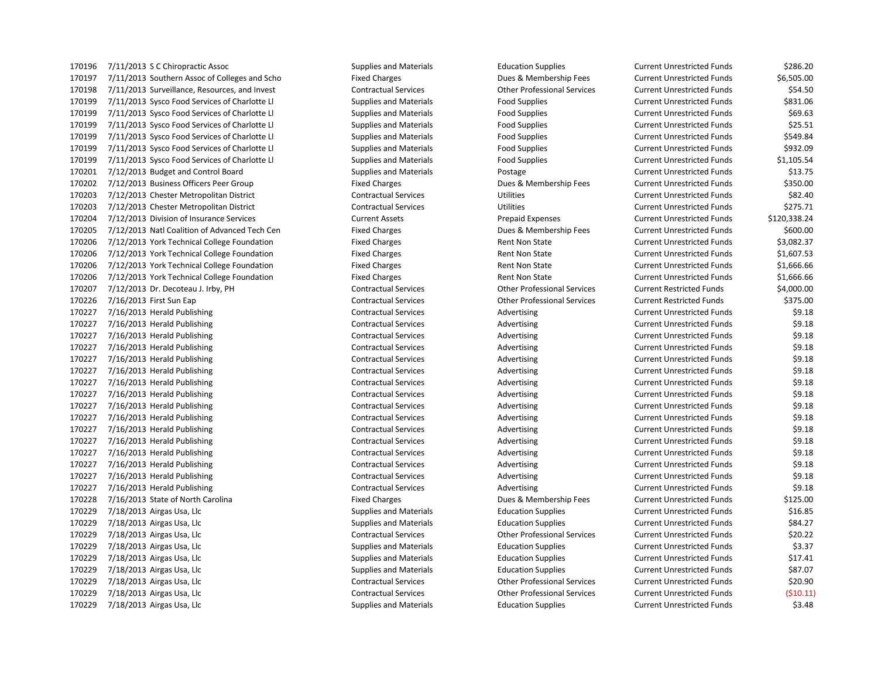| | | | | | | |
|---|---|---|---|---|---|---|
| 170196 | 7/11/2013 | S C Chiropractic Assoc | Supplies and Materials | Education Supplies | Current Unrestricted Funds | $286.20 |
| 170197 | 7/11/2013 | Southern Assoc of Colleges and Scho | Fixed Charges | Dues & Membership Fees | Current Unrestricted Funds | $6,505.00 |
| 170198 | 7/11/2013 | Surveillance, Resources, and Invest | Contractual Services | Other Professional Services | Current Unrestricted Funds | $54.50 |
| 170199 | 7/11/2013 | Sysco Food Services of Charlotte Ll | Supplies and Materials | Food Supplies | Current Unrestricted Funds | $831.06 |
| 170199 | 7/11/2013 | Sysco Food Services of Charlotte Ll | Supplies and Materials | Food Supplies | Current Unrestricted Funds | $69.63 |
| 170199 | 7/11/2013 | Sysco Food Services of Charlotte Ll | Supplies and Materials | Food Supplies | Current Unrestricted Funds | $25.51 |
| 170199 | 7/11/2013 | Sysco Food Services of Charlotte Ll | Supplies and Materials | Food Supplies | Current Unrestricted Funds | $549.84 |
| 170199 | 7/11/2013 | Sysco Food Services of Charlotte Ll | Supplies and Materials | Food Supplies | Current Unrestricted Funds | $932.09 |
| 170199 | 7/11/2013 | Sysco Food Services of Charlotte Ll | Supplies and Materials | Food Supplies | Current Unrestricted Funds | $1,105.54 |
| 170201 | 7/12/2013 | Budget and Control Board | Supplies and Materials | Postage | Current Unrestricted Funds | $13.75 |
| 170202 | 7/12/2013 | Business Officers Peer Group | Fixed Charges | Dues & Membership Fees | Current Unrestricted Funds | $350.00 |
| 170203 | 7/12/2013 | Chester Metropolitan District | Contractual Services | Utilities | Current Unrestricted Funds | $82.40 |
| 170203 | 7/12/2013 | Chester Metropolitan District | Contractual Services | Utilities | Current Unrestricted Funds | $275.71 |
| 170204 | 7/12/2013 | Division of Insurance Services | Current Assets | Prepaid Expenses | Current Unrestricted Funds | $120,338.24 |
| 170205 | 7/12/2013 | Natl Coalition of Advanced Tech Cen | Fixed Charges | Dues & Membership Fees | Current Unrestricted Funds | $600.00 |
| 170206 | 7/12/2013 | York Technical College Foundation | Fixed Charges | Rent Non State | Current Unrestricted Funds | $3,082.37 |
| 170206 | 7/12/2013 | York Technical College Foundation | Fixed Charges | Rent Non State | Current Unrestricted Funds | $1,607.53 |
| 170206 | 7/12/2013 | York Technical College Foundation | Fixed Charges | Rent Non State | Current Unrestricted Funds | $1,666.66 |
| 170206 | 7/12/2013 | York Technical College Foundation | Fixed Charges | Rent Non State | Current Unrestricted Funds | $1,666.66 |
| 170207 | 7/12/2013 | Dr. Decoteau J. Irby, PH | Contractual Services | Other Professional Services | Current Restricted Funds | $4,000.00 |
| 170226 | 7/16/2013 | First Sun Eap | Contractual Services | Other Professional Services | Current Restricted Funds | $375.00 |
| 170227 | 7/16/2013 | Herald Publishing | Contractual Services | Advertising | Current Unrestricted Funds | $9.18 |
| 170227 | 7/16/2013 | Herald Publishing | Contractual Services | Advertising | Current Unrestricted Funds | $9.18 |
| 170227 | 7/16/2013 | Herald Publishing | Contractual Services | Advertising | Current Unrestricted Funds | $9.18 |
| 170227 | 7/16/2013 | Herald Publishing | Contractual Services | Advertising | Current Unrestricted Funds | $9.18 |
| 170227 | 7/16/2013 | Herald Publishing | Contractual Services | Advertising | Current Unrestricted Funds | $9.18 |
| 170227 | 7/16/2013 | Herald Publishing | Contractual Services | Advertising | Current Unrestricted Funds | $9.18 |
| 170227 | 7/16/2013 | Herald Publishing | Contractual Services | Advertising | Current Unrestricted Funds | $9.18 |
| 170227 | 7/16/2013 | Herald Publishing | Contractual Services | Advertising | Current Unrestricted Funds | $9.18 |
| 170227 | 7/16/2013 | Herald Publishing | Contractual Services | Advertising | Current Unrestricted Funds | $9.18 |
| 170227 | 7/16/2013 | Herald Publishing | Contractual Services | Advertising | Current Unrestricted Funds | $9.18 |
| 170227 | 7/16/2013 | Herald Publishing | Contractual Services | Advertising | Current Unrestricted Funds | $9.18 |
| 170227 | 7/16/2013 | Herald Publishing | Contractual Services | Advertising | Current Unrestricted Funds | $9.18 |
| 170227 | 7/16/2013 | Herald Publishing | Contractual Services | Advertising | Current Unrestricted Funds | $9.18 |
| 170227 | 7/16/2013 | Herald Publishing | Contractual Services | Advertising | Current Unrestricted Funds | $9.18 |
| 170227 | 7/16/2013 | Herald Publishing | Contractual Services | Advertising | Current Unrestricted Funds | $9.18 |
| 170227 | 7/16/2013 | Herald Publishing | Contractual Services | Advertising | Current Unrestricted Funds | $9.18 |
| 170228 | 7/16/2013 | State of North Carolina | Fixed Charges | Dues & Membership Fees | Current Unrestricted Funds | $125.00 |
| 170229 | 7/18/2013 | Airgas Usa, Llc | Supplies and Materials | Education Supplies | Current Unrestricted Funds | $16.85 |
| 170229 | 7/18/2013 | Airgas Usa, Llc | Supplies and Materials | Education Supplies | Current Unrestricted Funds | $84.27 |
| 170229 | 7/18/2013 | Airgas Usa, Llc | Contractual Services | Other Professional Services | Current Unrestricted Funds | $20.22 |
| 170229 | 7/18/2013 | Airgas Usa, Llc | Supplies and Materials | Education Supplies | Current Unrestricted Funds | $3.37 |
| 170229 | 7/18/2013 | Airgas Usa, Llc | Supplies and Materials | Education Supplies | Current Unrestricted Funds | $17.41 |
| 170229 | 7/18/2013 | Airgas Usa, Llc | Supplies and Materials | Education Supplies | Current Unrestricted Funds | $87.07 |
| 170229 | 7/18/2013 | Airgas Usa, Llc | Contractual Services | Other Professional Services | Current Unrestricted Funds | $20.90 |
| 170229 | 7/18/2013 | Airgas Usa, Llc | Contractual Services | Other Professional Services | Current Unrestricted Funds | ($10.11) |
| 170229 | 7/18/2013 | Airgas Usa, Llc | Supplies and Materials | Education Supplies | Current Unrestricted Funds | $3.48 |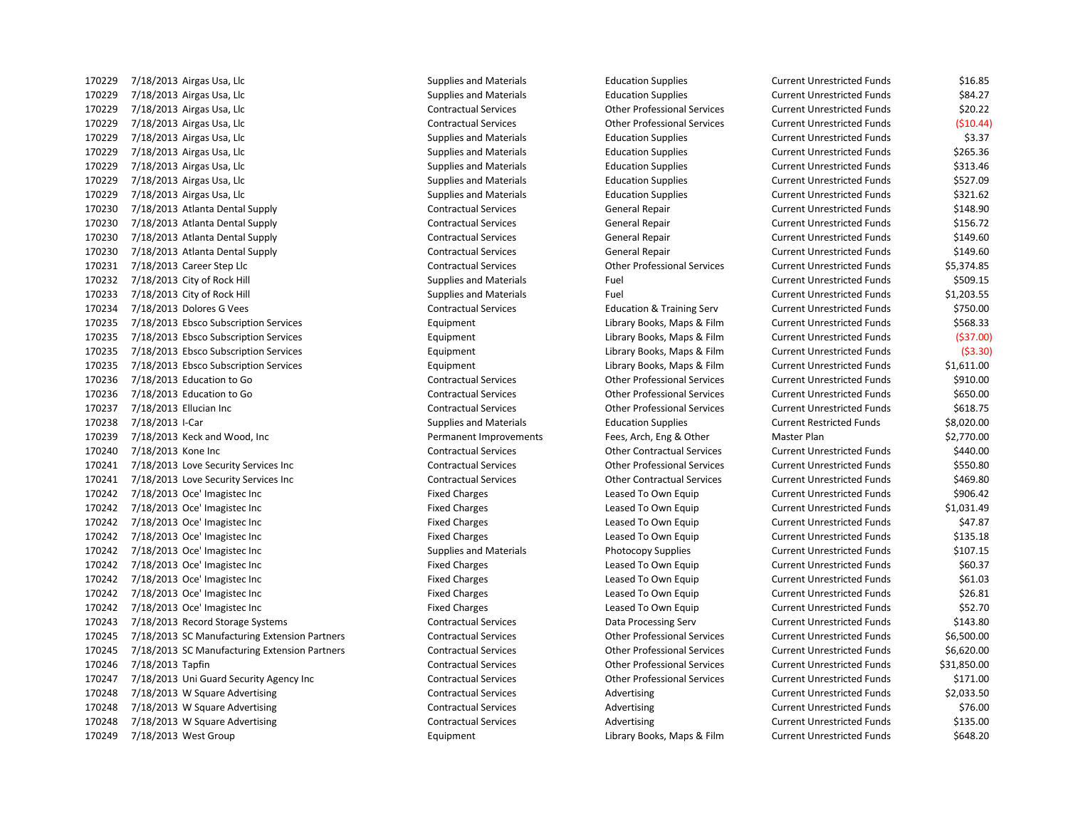| | | | | | | |
|---|---|---|---|---|---|---|
| 170229 | 7/18/2013 | Airgas Usa, Llc | Supplies and Materials | Education Supplies | Current Unrestricted Funds | $16.85 |
| 170229 | 7/18/2013 | Airgas Usa, Llc | Supplies and Materials | Education Supplies | Current Unrestricted Funds | $84.27 |
| 170229 | 7/18/2013 | Airgas Usa, Llc | Contractual Services | Other Professional Services | Current Unrestricted Funds | $20.22 |
| 170229 | 7/18/2013 | Airgas Usa, Llc | Contractual Services | Other Professional Services | Current Unrestricted Funds | ($10.44) |
| 170229 | 7/18/2013 | Airgas Usa, Llc | Supplies and Materials | Education Supplies | Current Unrestricted Funds | $3.37 |
| 170229 | 7/18/2013 | Airgas Usa, Llc | Supplies and Materials | Education Supplies | Current Unrestricted Funds | $265.36 |
| 170229 | 7/18/2013 | Airgas Usa, Llc | Supplies and Materials | Education Supplies | Current Unrestricted Funds | $313.46 |
| 170229 | 7/18/2013 | Airgas Usa, Llc | Supplies and Materials | Education Supplies | Current Unrestricted Funds | $527.09 |
| 170229 | 7/18/2013 | Airgas Usa, Llc | Supplies and Materials | Education Supplies | Current Unrestricted Funds | $321.62 |
| 170230 | 7/18/2013 | Atlanta Dental Supply | Contractual Services | General Repair | Current Unrestricted Funds | $148.90 |
| 170230 | 7/18/2013 | Atlanta Dental Supply | Contractual Services | General Repair | Current Unrestricted Funds | $156.72 |
| 170230 | 7/18/2013 | Atlanta Dental Supply | Contractual Services | General Repair | Current Unrestricted Funds | $149.60 |
| 170230 | 7/18/2013 | Atlanta Dental Supply | Contractual Services | General Repair | Current Unrestricted Funds | $149.60 |
| 170231 | 7/18/2013 | Career Step Llc | Contractual Services | Other Professional Services | Current Unrestricted Funds | $5,374.85 |
| 170232 | 7/18/2013 | City of Rock Hill | Supplies and Materials | Fuel | Current Unrestricted Funds | $509.15 |
| 170233 | 7/18/2013 | City of Rock Hill | Supplies and Materials | Fuel | Current Unrestricted Funds | $1,203.55 |
| 170234 | 7/18/2013 | Dolores G Vees | Contractual Services | Education & Training Serv | Current Unrestricted Funds | $750.00 |
| 170235 | 7/18/2013 | Ebsco Subscription Services | Equipment | Library Books, Maps & Film | Current Unrestricted Funds | $568.33 |
| 170235 | 7/18/2013 | Ebsco Subscription Services | Equipment | Library Books, Maps & Film | Current Unrestricted Funds | ($37.00) |
| 170235 | 7/18/2013 | Ebsco Subscription Services | Equipment | Library Books, Maps & Film | Current Unrestricted Funds | ($3.30) |
| 170235 | 7/18/2013 | Ebsco Subscription Services | Equipment | Library Books, Maps & Film | Current Unrestricted Funds | $1,611.00 |
| 170236 | 7/18/2013 | Education to Go | Contractual Services | Other Professional Services | Current Unrestricted Funds | $910.00 |
| 170236 | 7/18/2013 | Education to Go | Contractual Services | Other Professional Services | Current Unrestricted Funds | $650.00 |
| 170237 | 7/18/2013 | Ellucian Inc | Contractual Services | Other Professional Services | Current Unrestricted Funds | $618.75 |
| 170238 | 7/18/2013 | I-Car | Supplies and Materials | Education Supplies | Current Restricted Funds | $8,020.00 |
| 170239 | 7/18/2013 | Keck and Wood, Inc | Permanent Improvements | Fees, Arch, Eng & Other | Master Plan | $2,770.00 |
| 170240 | 7/18/2013 | Kone Inc | Contractual Services | Other Contractual Services | Current Unrestricted Funds | $440.00 |
| 170241 | 7/18/2013 | Love Security Services Inc | Contractual Services | Other Professional Services | Current Unrestricted Funds | $550.80 |
| 170241 | 7/18/2013 | Love Security Services Inc | Contractual Services | Other Contractual Services | Current Unrestricted Funds | $469.80 |
| 170242 | 7/18/2013 | Oce' Imagistec Inc | Fixed Charges | Leased To Own Equip | Current Unrestricted Funds | $906.42 |
| 170242 | 7/18/2013 | Oce' Imagistec Inc | Fixed Charges | Leased To Own Equip | Current Unrestricted Funds | $1,031.49 |
| 170242 | 7/18/2013 | Oce' Imagistec Inc | Fixed Charges | Leased To Own Equip | Current Unrestricted Funds | $47.87 |
| 170242 | 7/18/2013 | Oce' Imagistec Inc | Fixed Charges | Leased To Own Equip | Current Unrestricted Funds | $135.18 |
| 170242 | 7/18/2013 | Oce' Imagistec Inc | Supplies and Materials | Photocopy Supplies | Current Unrestricted Funds | $107.15 |
| 170242 | 7/18/2013 | Oce' Imagistec Inc | Fixed Charges | Leased To Own Equip | Current Unrestricted Funds | $60.37 |
| 170242 | 7/18/2013 | Oce' Imagistec Inc | Fixed Charges | Leased To Own Equip | Current Unrestricted Funds | $61.03 |
| 170242 | 7/18/2013 | Oce' Imagistec Inc | Fixed Charges | Leased To Own Equip | Current Unrestricted Funds | $26.81 |
| 170242 | 7/18/2013 | Oce' Imagistec Inc | Fixed Charges | Leased To Own Equip | Current Unrestricted Funds | $52.70 |
| 170243 | 7/18/2013 | Record Storage Systems | Contractual Services | Data Processing Serv | Current Unrestricted Funds | $143.80 |
| 170245 | 7/18/2013 | SC Manufacturing Extension Partners | Contractual Services | Other Professional Services | Current Unrestricted Funds | $6,500.00 |
| 170245 | 7/18/2013 | SC Manufacturing Extension Partners | Contractual Services | Other Professional Services | Current Unrestricted Funds | $6,620.00 |
| 170246 | 7/18/2013 | Tapfin | Contractual Services | Other Professional Services | Current Unrestricted Funds | $31,850.00 |
| 170247 | 7/18/2013 | Uni Guard Security Agency Inc | Contractual Services | Other Professional Services | Current Unrestricted Funds | $171.00 |
| 170248 | 7/18/2013 | W Square Advertising | Contractual Services | Advertising | Current Unrestricted Funds | $2,033.50 |
| 170248 | 7/18/2013 | W Square Advertising | Contractual Services | Advertising | Current Unrestricted Funds | $76.00 |
| 170248 | 7/18/2013 | W Square Advertising | Contractual Services | Advertising | Current Unrestricted Funds | $135.00 |
| 170249 | 7/18/2013 | West Group | Equipment | Library Books, Maps & Film | Current Unrestricted Funds | $648.20 |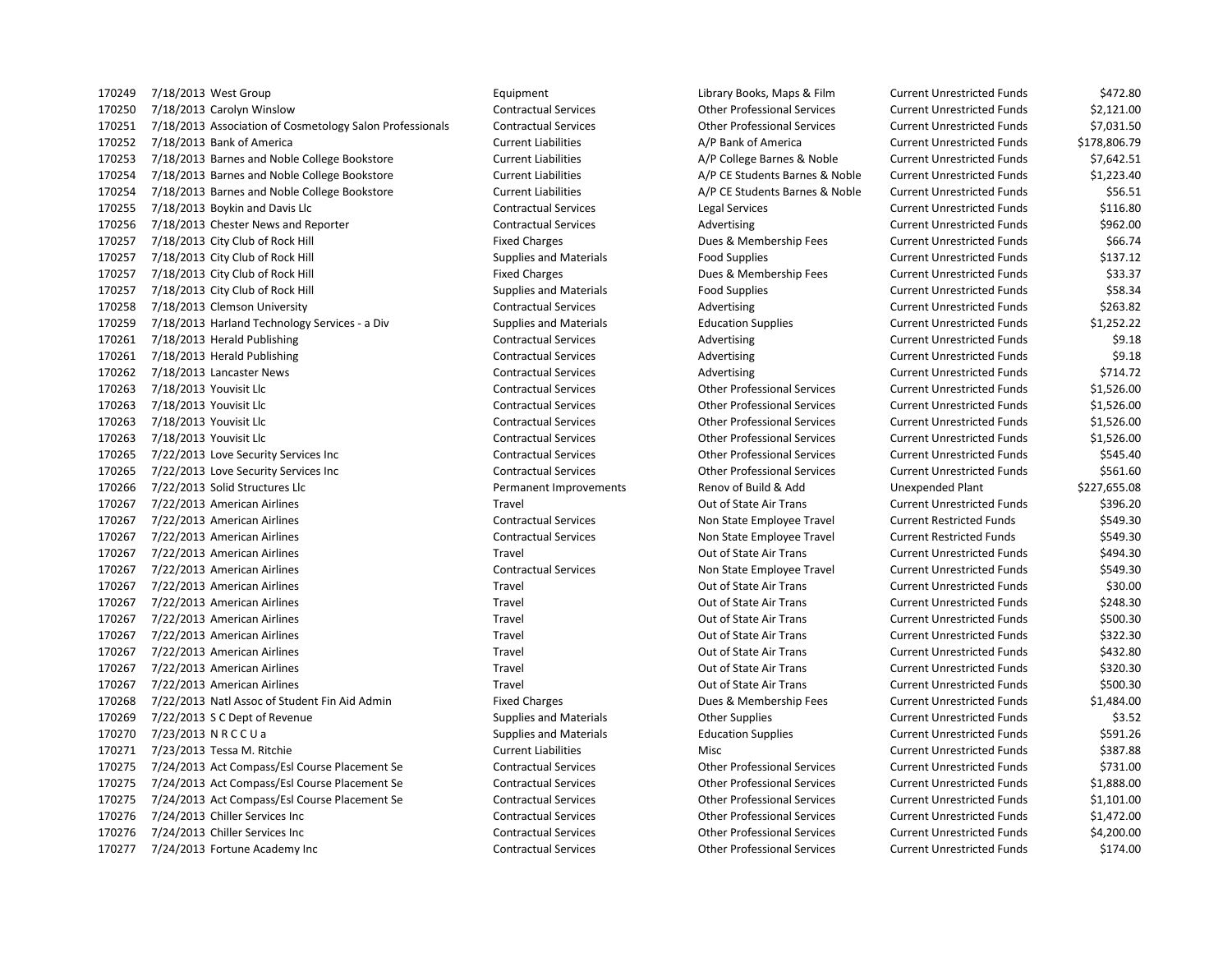| | | | | | | |
|---|---|---|---|---|---|---|
| 170249 | 7/18/2013 | West Group | Equipment | Library Books, Maps & Film | Current Unrestricted Funds | $472.80 |
| 170250 | 7/18/2013 | Carolyn Winslow | Contractual Services | Other Professional Services | Current Unrestricted Funds | $2,121.00 |
| 170251 | 7/18/2013 | Association of Cosmetology Salon Professionals | Contractual Services | Other Professional Services | Current Unrestricted Funds | $7,031.50 |
| 170252 | 7/18/2013 | Bank of America | Current Liabilities | A/P Bank of America | Current Unrestricted Funds | $178,806.79 |
| 170253 | 7/18/2013 | Barnes and Noble College Bookstore | Current Liabilities | A/P College Barnes & Noble | Current Unrestricted Funds | $7,642.51 |
| 170254 | 7/18/2013 | Barnes and Noble College Bookstore | Current Liabilities | A/P CE Students Barnes & Noble | Current Unrestricted Funds | $1,223.40 |
| 170254 | 7/18/2013 | Barnes and Noble College Bookstore | Current Liabilities | A/P CE Students Barnes & Noble | Current Unrestricted Funds | $56.51 |
| 170255 | 7/18/2013 | Boykin and Davis Llc | Contractual Services | Legal Services | Current Unrestricted Funds | $116.80 |
| 170256 | 7/18/2013 | Chester News and Reporter | Contractual Services | Advertising | Current Unrestricted Funds | $962.00 |
| 170257 | 7/18/2013 | City Club of Rock Hill | Fixed Charges | Dues & Membership Fees | Current Unrestricted Funds | $66.74 |
| 170257 | 7/18/2013 | City Club of Rock Hill | Supplies and Materials | Food Supplies | Current Unrestricted Funds | $137.12 |
| 170257 | 7/18/2013 | City Club of Rock Hill | Fixed Charges | Dues & Membership Fees | Current Unrestricted Funds | $33.37 |
| 170257 | 7/18/2013 | City Club of Rock Hill | Supplies and Materials | Food Supplies | Current Unrestricted Funds | $58.34 |
| 170258 | 7/18/2013 | Clemson University | Contractual Services | Advertising | Current Unrestricted Funds | $263.82 |
| 170259 | 7/18/2013 | Harland Technology Services - a Div | Supplies and Materials | Education Supplies | Current Unrestricted Funds | $1,252.22 |
| 170261 | 7/18/2013 | Herald Publishing | Contractual Services | Advertising | Current Unrestricted Funds | $9.18 |
| 170261 | 7/18/2013 | Herald Publishing | Contractual Services | Advertising | Current Unrestricted Funds | $9.18 |
| 170262 | 7/18/2013 | Lancaster News | Contractual Services | Advertising | Current Unrestricted Funds | $714.72 |
| 170263 | 7/18/2013 | Youvisit Llc | Contractual Services | Other Professional Services | Current Unrestricted Funds | $1,526.00 |
| 170263 | 7/18/2013 | Youvisit Llc | Contractual Services | Other Professional Services | Current Unrestricted Funds | $1,526.00 |
| 170263 | 7/18/2013 | Youvisit Llc | Contractual Services | Other Professional Services | Current Unrestricted Funds | $1,526.00 |
| 170263 | 7/18/2013 | Youvisit Llc | Contractual Services | Other Professional Services | Current Unrestricted Funds | $1,526.00 |
| 170265 | 7/22/2013 | Love Security Services Inc | Contractual Services | Other Professional Services | Current Unrestricted Funds | $545.40 |
| 170265 | 7/22/2013 | Love Security Services Inc | Contractual Services | Other Professional Services | Current Unrestricted Funds | $561.60 |
| 170266 | 7/22/2013 | Solid Structures Llc | Permanent Improvements | Renov of Build & Add | Unexpended Plant | $227,655.08 |
| 170267 | 7/22/2013 | American Airlines | Travel | Out of State Air Trans | Current Unrestricted Funds | $396.20 |
| 170267 | 7/22/2013 | American Airlines | Contractual Services | Non State Employee Travel | Current Restricted Funds | $549.30 |
| 170267 | 7/22/2013 | American Airlines | Contractual Services | Non State Employee Travel | Current Restricted Funds | $549.30 |
| 170267 | 7/22/2013 | American Airlines | Travel | Out of State Air Trans | Current Unrestricted Funds | $494.30 |
| 170267 | 7/22/2013 | American Airlines | Contractual Services | Non State Employee Travel | Current Unrestricted Funds | $549.30 |
| 170267 | 7/22/2013 | American Airlines | Travel | Out of State Air Trans | Current Unrestricted Funds | $30.00 |
| 170267 | 7/22/2013 | American Airlines | Travel | Out of State Air Trans | Current Unrestricted Funds | $248.30 |
| 170267 | 7/22/2013 | American Airlines | Travel | Out of State Air Trans | Current Unrestricted Funds | $500.30 |
| 170267 | 7/22/2013 | American Airlines | Travel | Out of State Air Trans | Current Unrestricted Funds | $322.30 |
| 170267 | 7/22/2013 | American Airlines | Travel | Out of State Air Trans | Current Unrestricted Funds | $432.80 |
| 170267 | 7/22/2013 | American Airlines | Travel | Out of State Air Trans | Current Unrestricted Funds | $320.30 |
| 170267 | 7/22/2013 | American Airlines | Travel | Out of State Air Trans | Current Unrestricted Funds | $500.30 |
| 170268 | 7/22/2013 | Natl Assoc of Student Fin Aid Admin | Fixed Charges | Dues & Membership Fees | Current Unrestricted Funds | $1,484.00 |
| 170269 | 7/22/2013 | S C Dept of Revenue | Supplies and Materials | Other Supplies | Current Unrestricted Funds | $3.52 |
| 170270 | 7/23/2013 | N R C C U a | Supplies and Materials | Education Supplies | Current Unrestricted Funds | $591.26 |
| 170271 | 7/23/2013 | Tessa M. Ritchie | Current Liabilities | Misc | Current Unrestricted Funds | $387.88 |
| 170275 | 7/24/2013 | Act Compass/Esl Course Placement Se | Contractual Services | Other Professional Services | Current Unrestricted Funds | $731.00 |
| 170275 | 7/24/2013 | Act Compass/Esl Course Placement Se | Contractual Services | Other Professional Services | Current Unrestricted Funds | $1,888.00 |
| 170275 | 7/24/2013 | Act Compass/Esl Course Placement Se | Contractual Services | Other Professional Services | Current Unrestricted Funds | $1,101.00 |
| 170276 | 7/24/2013 | Chiller Services Inc | Contractual Services | Other Professional Services | Current Unrestricted Funds | $1,472.00 |
| 170276 | 7/24/2013 | Chiller Services Inc | Contractual Services | Other Professional Services | Current Unrestricted Funds | $4,200.00 |
| 170277 | 7/24/2013 | Fortune Academy Inc | Contractual Services | Other Professional Services | Current Unrestricted Funds | $174.00 |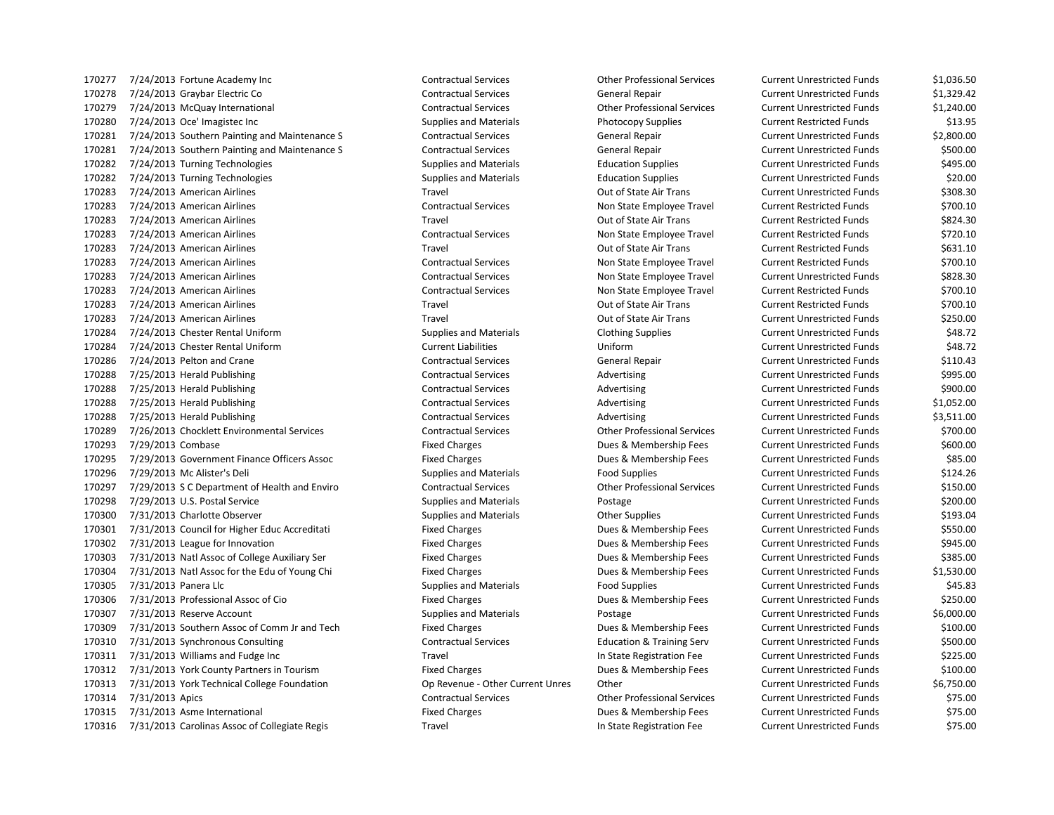| | | | | | | |
|---|---|---|---|---|---|---|
| 170277 | 7/24/2013 | Fortune Academy Inc | Contractual Services | Other Professional Services | Current Unrestricted Funds | $1,036.50 |
| 170278 | 7/24/2013 | Graybar Electric Co | Contractual Services | General Repair | Current Unrestricted Funds | $1,329.42 |
| 170279 | 7/24/2013 | McQuay International | Contractual Services | Other Professional Services | Current Unrestricted Funds | $1,240.00 |
| 170280 | 7/24/2013 | Oce' Imagistec Inc | Supplies and Materials | Photocopy Supplies | Current Restricted Funds | $13.95 |
| 170281 | 7/24/2013 | Southern Painting and Maintenance S | Contractual Services | General Repair | Current Unrestricted Funds | $2,800.00 |
| 170281 | 7/24/2013 | Southern Painting and Maintenance S | Contractual Services | General Repair | Current Unrestricted Funds | $500.00 |
| 170282 | 7/24/2013 | Turning Technologies | Supplies and Materials | Education Supplies | Current Unrestricted Funds | $495.00 |
| 170282 | 7/24/2013 | Turning Technologies | Supplies and Materials | Education Supplies | Current Unrestricted Funds | $20.00 |
| 170283 | 7/24/2013 | American Airlines | Travel | Out of State Air Trans | Current Unrestricted Funds | $308.30 |
| 170283 | 7/24/2013 | American Airlines | Contractual Services | Non State Employee Travel | Current Restricted Funds | $700.10 |
| 170283 | 7/24/2013 | American Airlines | Travel | Out of State Air Trans | Current Restricted Funds | $824.30 |
| 170283 | 7/24/2013 | American Airlines | Contractual Services | Non State Employee Travel | Current Restricted Funds | $720.10 |
| 170283 | 7/24/2013 | American Airlines | Travel | Out of State Air Trans | Current Restricted Funds | $631.10 |
| 170283 | 7/24/2013 | American Airlines | Contractual Services | Non State Employee Travel | Current Restricted Funds | $700.10 |
| 170283 | 7/24/2013 | American Airlines | Contractual Services | Non State Employee Travel | Current Unrestricted Funds | $828.30 |
| 170283 | 7/24/2013 | American Airlines | Contractual Services | Non State Employee Travel | Current Restricted Funds | $700.10 |
| 170283 | 7/24/2013 | American Airlines | Travel | Out of State Air Trans | Current Restricted Funds | $700.10 |
| 170283 | 7/24/2013 | American Airlines | Travel | Out of State Air Trans | Current Unrestricted Funds | $250.00 |
| 170284 | 7/24/2013 | Chester Rental Uniform | Supplies and Materials | Clothing Supplies | Current Unrestricted Funds | $48.72 |
| 170284 | 7/24/2013 | Chester Rental Uniform | Current Liabilities | Uniform | Current Unrestricted Funds | $48.72 |
| 170286 | 7/24/2013 | Pelton and Crane | Contractual Services | General Repair | Current Unrestricted Funds | $110.43 |
| 170288 | 7/25/2013 | Herald Publishing | Contractual Services | Advertising | Current Unrestricted Funds | $995.00 |
| 170288 | 7/25/2013 | Herald Publishing | Contractual Services | Advertising | Current Unrestricted Funds | $900.00 |
| 170288 | 7/25/2013 | Herald Publishing | Contractual Services | Advertising | Current Unrestricted Funds | $1,052.00 |
| 170288 | 7/25/2013 | Herald Publishing | Contractual Services | Advertising | Current Unrestricted Funds | $3,511.00 |
| 170289 | 7/26/2013 | Chocklett Environmental Services | Contractual Services | Other Professional Services | Current Unrestricted Funds | $700.00 |
| 170293 | 7/29/2013 | Combase | Fixed Charges | Dues & Membership Fees | Current Unrestricted Funds | $600.00 |
| 170295 | 7/29/2013 | Government Finance Officers Assoc | Fixed Charges | Dues & Membership Fees | Current Unrestricted Funds | $85.00 |
| 170296 | 7/29/2013 | Mc Alister's Deli | Supplies and Materials | Food Supplies | Current Unrestricted Funds | $124.26 |
| 170297 | 7/29/2013 | S C Department of Health and Enviro | Contractual Services | Other Professional Services | Current Unrestricted Funds | $150.00 |
| 170298 | 7/29/2013 | U.S. Postal Service | Supplies and Materials | Postage | Current Unrestricted Funds | $200.00 |
| 170300 | 7/31/2013 | Charlotte Observer | Supplies and Materials | Other Supplies | Current Unrestricted Funds | $193.04 |
| 170301 | 7/31/2013 | Council for Higher Educ Accreditati | Fixed Charges | Dues & Membership Fees | Current Unrestricted Funds | $550.00 |
| 170302 | 7/31/2013 | League for Innovation | Fixed Charges | Dues & Membership Fees | Current Unrestricted Funds | $945.00 |
| 170303 | 7/31/2013 | Natl Assoc of College Auxiliary Ser | Fixed Charges | Dues & Membership Fees | Current Unrestricted Funds | $385.00 |
| 170304 | 7/31/2013 | Natl Assoc for the Edu of Young Chi | Fixed Charges | Dues & Membership Fees | Current Unrestricted Funds | $1,530.00 |
| 170305 | 7/31/2013 | Panera Llc | Supplies and Materials | Food Supplies | Current Unrestricted Funds | $45.83 |
| 170306 | 7/31/2013 | Professional Assoc of Cio | Fixed Charges | Dues & Membership Fees | Current Unrestricted Funds | $250.00 |
| 170307 | 7/31/2013 | Reserve Account | Supplies and Materials | Postage | Current Unrestricted Funds | $6,000.00 |
| 170309 | 7/31/2013 | Southern Assoc of Comm Jr and Tech | Fixed Charges | Dues & Membership Fees | Current Unrestricted Funds | $100.00 |
| 170310 | 7/31/2013 | Synchronous Consulting | Contractual Services | Education & Training Serv | Current Unrestricted Funds | $500.00 |
| 170311 | 7/31/2013 | Williams and Fudge Inc | Travel | In State Registration Fee | Current Unrestricted Funds | $225.00 |
| 170312 | 7/31/2013 | York County Partners in Tourism | Fixed Charges | Dues & Membership Fees | Current Unrestricted Funds | $100.00 |
| 170313 | 7/31/2013 | York Technical College Foundation | Op Revenue - Other Current Unres | Other | Current Unrestricted Funds | $6,750.00 |
| 170314 | 7/31/2013 | Apics | Contractual Services | Other Professional Services | Current Unrestricted Funds | $75.00 |
| 170315 | 7/31/2013 | Asme International | Fixed Charges | Dues & Membership Fees | Current Unrestricted Funds | $75.00 |
| 170316 | 7/31/2013 | Carolinas Assoc of Collegiate Regis | Travel | In State Registration Fee | Current Unrestricted Funds | $75.00 |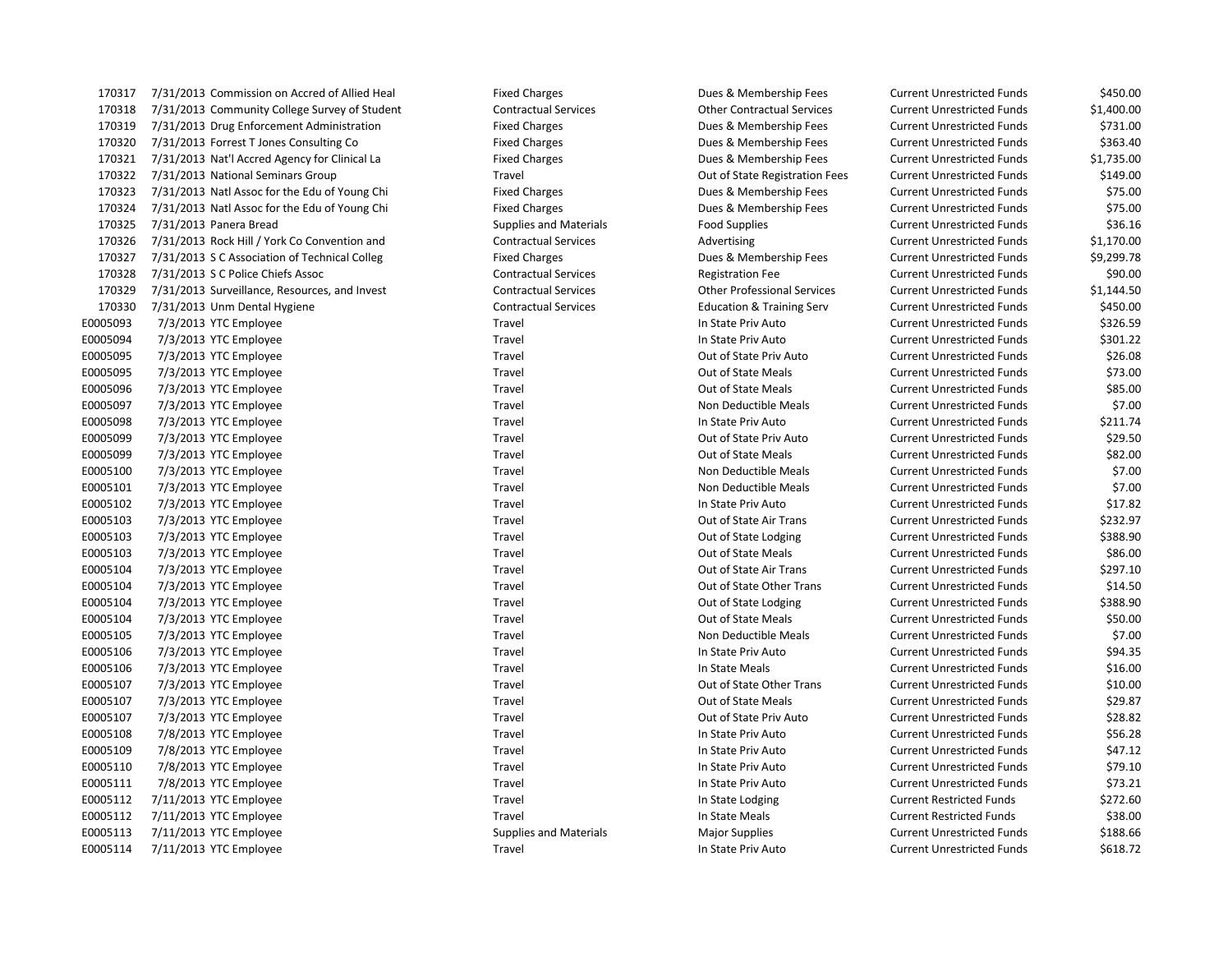| | | | | | | |
|---|---|---|---|---|---|---|
| 170317 | 7/31/2013 | Commission on Accred of Allied Heal | Fixed Charges | Dues & Membership Fees | Current Unrestricted Funds | $450.00 |
| 170318 | 7/31/2013 | Community College Survey of Student | Contractual Services | Other Contractual Services | Current Unrestricted Funds | $1,400.00 |
| 170319 | 7/31/2013 | Drug Enforcement Administration | Fixed Charges | Dues & Membership Fees | Current Unrestricted Funds | $731.00 |
| 170320 | 7/31/2013 | Forrest T Jones Consulting Co | Fixed Charges | Dues & Membership Fees | Current Unrestricted Funds | $363.40 |
| 170321 | 7/31/2013 | Nat'l Accred Agency for Clinical La | Fixed Charges | Dues & Membership Fees | Current Unrestricted Funds | $1,735.00 |
| 170322 | 7/31/2013 | National Seminars Group | Travel | Out of State Registration Fees | Current Unrestricted Funds | $149.00 |
| 170323 | 7/31/2013 | Natl Assoc for the Edu of Young Chi | Fixed Charges | Dues & Membership Fees | Current Unrestricted Funds | $75.00 |
| 170324 | 7/31/2013 | Natl Assoc for the Edu of Young Chi | Fixed Charges | Dues & Membership Fees | Current Unrestricted Funds | $75.00 |
| 170325 | 7/31/2013 | Panera Bread | Supplies and Materials | Food Supplies | Current Unrestricted Funds | $36.16 |
| 170326 | 7/31/2013 | Rock Hill / York Co Convention and | Contractual Services | Advertising | Current Unrestricted Funds | $1,170.00 |
| 170327 | 7/31/2013 | S C Association of Technical Colleg | Fixed Charges | Dues & Membership Fees | Current Unrestricted Funds | $9,299.78 |
| 170328 | 7/31/2013 | S C Police Chiefs Assoc | Contractual Services | Registration Fee | Current Unrestricted Funds | $90.00 |
| 170329 | 7/31/2013 | Surveillance, Resources, and Invest | Contractual Services | Other Professional Services | Current Unrestricted Funds | $1,144.50 |
| 170330 | 7/31/2013 | Unm Dental Hygiene | Contractual Services | Education & Training Serv | Current Unrestricted Funds | $450.00 |
| E0005093 | 7/3/2013 | YTC Employee | Travel | In State Priv Auto | Current Unrestricted Funds | $326.59 |
| E0005094 | 7/3/2013 | YTC Employee | Travel | In State Priv Auto | Current Unrestricted Funds | $301.22 |
| E0005095 | 7/3/2013 | YTC Employee | Travel | Out of State Priv Auto | Current Unrestricted Funds | $26.08 |
| E0005095 | 7/3/2013 | YTC Employee | Travel | Out of State Meals | Current Unrestricted Funds | $73.00 |
| E0005096 | 7/3/2013 | YTC Employee | Travel | Out of State Meals | Current Unrestricted Funds | $85.00 |
| E0005097 | 7/3/2013 | YTC Employee | Travel | Non Deductible Meals | Current Unrestricted Funds | $7.00 |
| E0005098 | 7/3/2013 | YTC Employee | Travel | In State Priv Auto | Current Unrestricted Funds | $211.74 |
| E0005099 | 7/3/2013 | YTC Employee | Travel | Out of State Priv Auto | Current Unrestricted Funds | $29.50 |
| E0005099 | 7/3/2013 | YTC Employee | Travel | Out of State Meals | Current Unrestricted Funds | $82.00 |
| E0005100 | 7/3/2013 | YTC Employee | Travel | Non Deductible Meals | Current Unrestricted Funds | $7.00 |
| E0005101 | 7/3/2013 | YTC Employee | Travel | Non Deductible Meals | Current Unrestricted Funds | $7.00 |
| E0005102 | 7/3/2013 | YTC Employee | Travel | In State Priv Auto | Current Unrestricted Funds | $17.82 |
| E0005103 | 7/3/2013 | YTC Employee | Travel | Out of State Air Trans | Current Unrestricted Funds | $232.97 |
| E0005103 | 7/3/2013 | YTC Employee | Travel | Out of State Lodging | Current Unrestricted Funds | $388.90 |
| E0005103 | 7/3/2013 | YTC Employee | Travel | Out of State Meals | Current Unrestricted Funds | $86.00 |
| E0005104 | 7/3/2013 | YTC Employee | Travel | Out of State Air Trans | Current Unrestricted Funds | $297.10 |
| E0005104 | 7/3/2013 | YTC Employee | Travel | Out of State Other Trans | Current Unrestricted Funds | $14.50 |
| E0005104 | 7/3/2013 | YTC Employee | Travel | Out of State Lodging | Current Unrestricted Funds | $388.90 |
| E0005104 | 7/3/2013 | YTC Employee | Travel | Out of State Meals | Current Unrestricted Funds | $50.00 |
| E0005105 | 7/3/2013 | YTC Employee | Travel | Non Deductible Meals | Current Unrestricted Funds | $7.00 |
| E0005106 | 7/3/2013 | YTC Employee | Travel | In State Priv Auto | Current Unrestricted Funds | $94.35 |
| E0005106 | 7/3/2013 | YTC Employee | Travel | In State Meals | Current Unrestricted Funds | $16.00 |
| E0005107 | 7/3/2013 | YTC Employee | Travel | Out of State Other Trans | Current Unrestricted Funds | $10.00 |
| E0005107 | 7/3/2013 | YTC Employee | Travel | Out of State Meals | Current Unrestricted Funds | $29.87 |
| E0005107 | 7/3/2013 | YTC Employee | Travel | Out of State Priv Auto | Current Unrestricted Funds | $28.82 |
| E0005108 | 7/8/2013 | YTC Employee | Travel | In State Priv Auto | Current Unrestricted Funds | $56.28 |
| E0005109 | 7/8/2013 | YTC Employee | Travel | In State Priv Auto | Current Unrestricted Funds | $47.12 |
| E0005110 | 7/8/2013 | YTC Employee | Travel | In State Priv Auto | Current Unrestricted Funds | $79.10 |
| E0005111 | 7/8/2013 | YTC Employee | Travel | In State Priv Auto | Current Unrestricted Funds | $73.21 |
| E0005112 | 7/11/2013 | YTC Employee | Travel | In State Lodging | Current Restricted Funds | $272.60 |
| E0005112 | 7/11/2013 | YTC Employee | Travel | In State Meals | Current Restricted Funds | $38.00 |
| E0005113 | 7/11/2013 | YTC Employee | Supplies and Materials | Major Supplies | Current Unrestricted Funds | $188.66 |
| E0005114 | 7/11/2013 | YTC Employee | Travel | In State Priv Auto | Current Unrestricted Funds | $618.72 |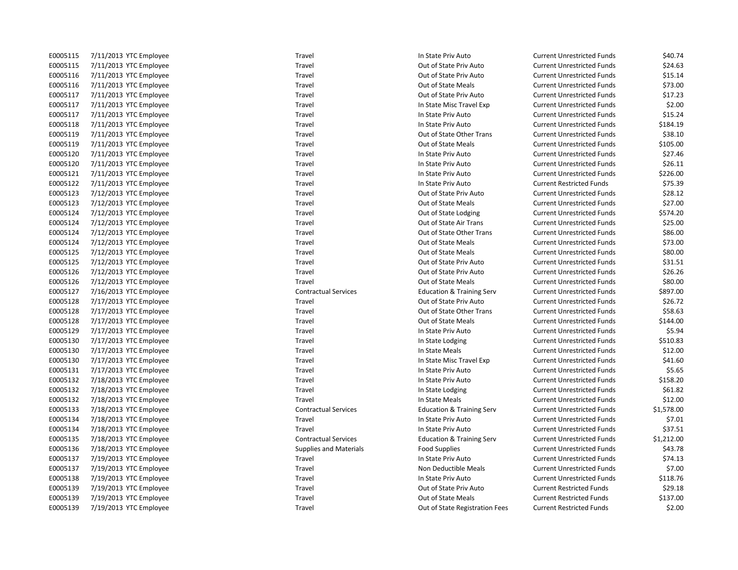| | | | | | | |
|---|---|---|---|---|---|---|
| E0005115 | 7/11/2013 | YTC Employee | Travel | In State Priv Auto | Current Unrestricted Funds | $40.74 |
| E0005115 | 7/11/2013 | YTC Employee | Travel | Out of State Priv Auto | Current Unrestricted Funds | $24.63 |
| E0005116 | 7/11/2013 | YTC Employee | Travel | Out of State Priv Auto | Current Unrestricted Funds | $15.14 |
| E0005116 | 7/11/2013 | YTC Employee | Travel | Out of State Meals | Current Unrestricted Funds | $73.00 |
| E0005117 | 7/11/2013 | YTC Employee | Travel | Out of State Priv Auto | Current Unrestricted Funds | $17.23 |
| E0005117 | 7/11/2013 | YTC Employee | Travel | In State Misc Travel Exp | Current Unrestricted Funds | $2.00 |
| E0005117 | 7/11/2013 | YTC Employee | Travel | In State Priv Auto | Current Unrestricted Funds | $15.24 |
| E0005118 | 7/11/2013 | YTC Employee | Travel | In State Priv Auto | Current Unrestricted Funds | $184.19 |
| E0005119 | 7/11/2013 | YTC Employee | Travel | Out of State Other Trans | Current Unrestricted Funds | $38.10 |
| E0005119 | 7/11/2013 | YTC Employee | Travel | Out of State Meals | Current Unrestricted Funds | $105.00 |
| E0005120 | 7/11/2013 | YTC Employee | Travel | In State Priv Auto | Current Unrestricted Funds | $27.46 |
| E0005120 | 7/11/2013 | YTC Employee | Travel | In State Priv Auto | Current Unrestricted Funds | $26.11 |
| E0005121 | 7/11/2013 | YTC Employee | Travel | In State Priv Auto | Current Unrestricted Funds | $226.00 |
| E0005122 | 7/11/2013 | YTC Employee | Travel | In State Priv Auto | Current Restricted Funds | $75.39 |
| E0005123 | 7/12/2013 | YTC Employee | Travel | Out of State Priv Auto | Current Unrestricted Funds | $28.12 |
| E0005123 | 7/12/2013 | YTC Employee | Travel | Out of State Meals | Current Unrestricted Funds | $27.00 |
| E0005124 | 7/12/2013 | YTC Employee | Travel | Out of State Lodging | Current Unrestricted Funds | $574.20 |
| E0005124 | 7/12/2013 | YTC Employee | Travel | Out of State Air Trans | Current Unrestricted Funds | $25.00 |
| E0005124 | 7/12/2013 | YTC Employee | Travel | Out of State Other Trans | Current Unrestricted Funds | $86.00 |
| E0005124 | 7/12/2013 | YTC Employee | Travel | Out of State Meals | Current Unrestricted Funds | $73.00 |
| E0005125 | 7/12/2013 | YTC Employee | Travel | Out of State Meals | Current Unrestricted Funds | $80.00 |
| E0005125 | 7/12/2013 | YTC Employee | Travel | Out of State Priv Auto | Current Unrestricted Funds | $31.51 |
| E0005126 | 7/12/2013 | YTC Employee | Travel | Out of State Priv Auto | Current Unrestricted Funds | $26.26 |
| E0005126 | 7/12/2013 | YTC Employee | Travel | Out of State Meals | Current Unrestricted Funds | $80.00 |
| E0005127 | 7/16/2013 | YTC Employee | Contractual Services | Education & Training Serv | Current Unrestricted Funds | $897.00 |
| E0005128 | 7/17/2013 | YTC Employee | Travel | Out of State Priv Auto | Current Unrestricted Funds | $26.72 |
| E0005128 | 7/17/2013 | YTC Employee | Travel | Out of State Other Trans | Current Unrestricted Funds | $58.63 |
| E0005128 | 7/17/2013 | YTC Employee | Travel | Out of State Meals | Current Unrestricted Funds | $144.00 |
| E0005129 | 7/17/2013 | YTC Employee | Travel | In State Priv Auto | Current Unrestricted Funds | $5.94 |
| E0005130 | 7/17/2013 | YTC Employee | Travel | In State Lodging | Current Unrestricted Funds | $510.83 |
| E0005130 | 7/17/2013 | YTC Employee | Travel | In State Meals | Current Unrestricted Funds | $12.00 |
| E0005130 | 7/17/2013 | YTC Employee | Travel | In State Misc Travel Exp | Current Unrestricted Funds | $41.60 |
| E0005131 | 7/17/2013 | YTC Employee | Travel | In State Priv Auto | Current Unrestricted Funds | $5.65 |
| E0005132 | 7/18/2013 | YTC Employee | Travel | In State Priv Auto | Current Unrestricted Funds | $158.20 |
| E0005132 | 7/18/2013 | YTC Employee | Travel | In State Lodging | Current Unrestricted Funds | $61.82 |
| E0005132 | 7/18/2013 | YTC Employee | Travel | In State Meals | Current Unrestricted Funds | $12.00 |
| E0005133 | 7/18/2013 | YTC Employee | Contractual Services | Education & Training Serv | Current Unrestricted Funds | $1,578.00 |
| E0005134 | 7/18/2013 | YTC Employee | Travel | In State Priv Auto | Current Unrestricted Funds | $7.01 |
| E0005134 | 7/18/2013 | YTC Employee | Travel | In State Priv Auto | Current Unrestricted Funds | $37.51 |
| E0005135 | 7/18/2013 | YTC Employee | Contractual Services | Education & Training Serv | Current Unrestricted Funds | $1,212.00 |
| E0005136 | 7/18/2013 | YTC Employee | Supplies and Materials | Food Supplies | Current Unrestricted Funds | $43.78 |
| E0005137 | 7/19/2013 | YTC Employee | Travel | In State Priv Auto | Current Unrestricted Funds | $74.13 |
| E0005137 | 7/19/2013 | YTC Employee | Travel | Non Deductible Meals | Current Unrestricted Funds | $7.00 |
| E0005138 | 7/19/2013 | YTC Employee | Travel | In State Priv Auto | Current Unrestricted Funds | $118.76 |
| E0005139 | 7/19/2013 | YTC Employee | Travel | Out of State Priv Auto | Current Restricted Funds | $29.18 |
| E0005139 | 7/19/2013 | YTC Employee | Travel | Out of State Meals | Current Restricted Funds | $137.00 |
| E0005139 | 7/19/2013 | YTC Employee | Travel | Out of State Registration Fees | Current Restricted Funds | $2.00 |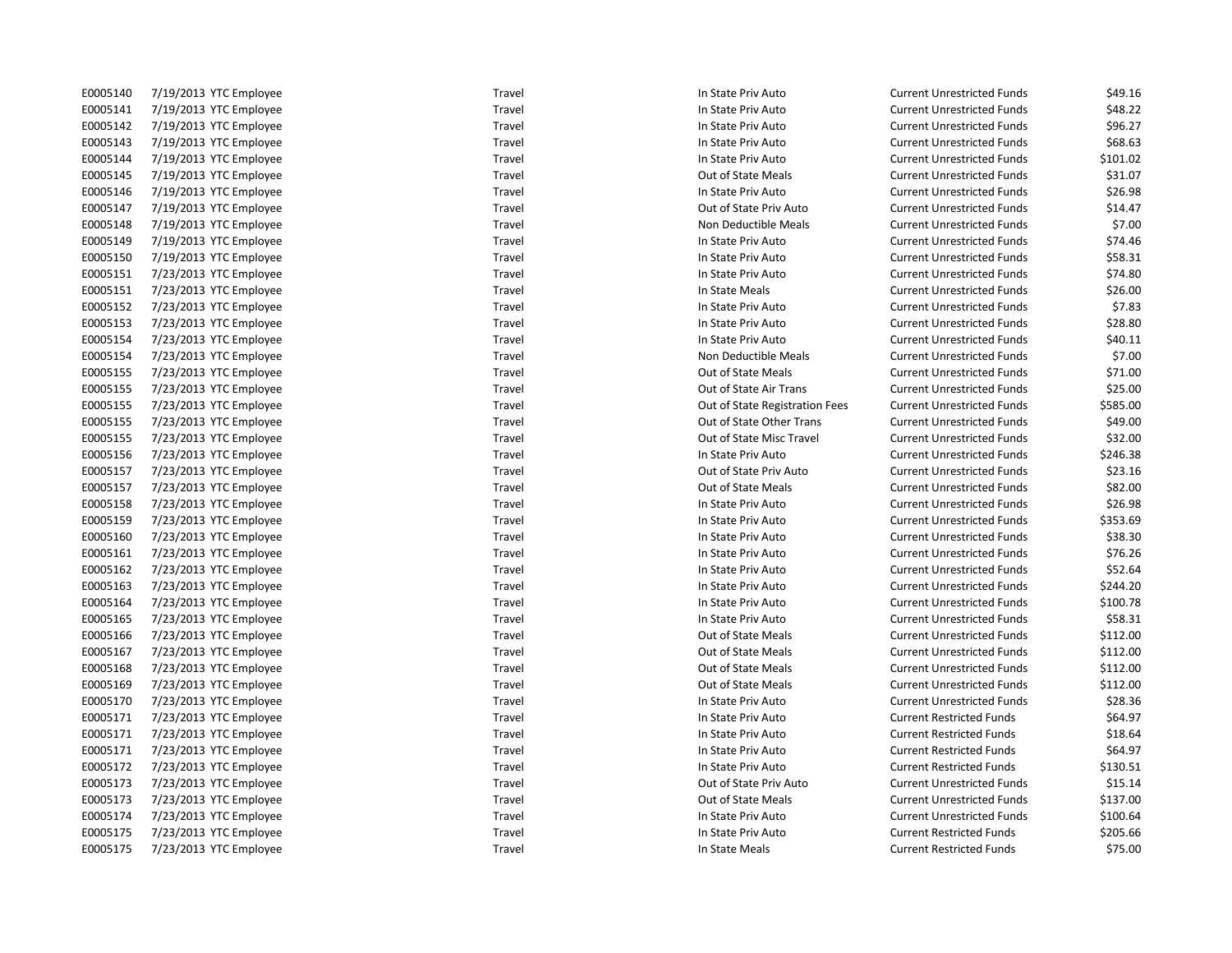| | | | | | | |
|---|---|---|---|---|---|---|
| E0005140 | 7/19/2013 | YTC Employee | Travel | In State Priv Auto | Current Unrestricted Funds | $49.16 |
| E0005141 | 7/19/2013 | YTC Employee | Travel | In State Priv Auto | Current Unrestricted Funds | $48.22 |
| E0005142 | 7/19/2013 | YTC Employee | Travel | In State Priv Auto | Current Unrestricted Funds | $96.27 |
| E0005143 | 7/19/2013 | YTC Employee | Travel | In State Priv Auto | Current Unrestricted Funds | $68.63 |
| E0005144 | 7/19/2013 | YTC Employee | Travel | In State Priv Auto | Current Unrestricted Funds | $101.02 |
| E0005145 | 7/19/2013 | YTC Employee | Travel | Out of State Meals | Current Unrestricted Funds | $31.07 |
| E0005146 | 7/19/2013 | YTC Employee | Travel | In State Priv Auto | Current Unrestricted Funds | $26.98 |
| E0005147 | 7/19/2013 | YTC Employee | Travel | Out of State Priv Auto | Current Unrestricted Funds | $14.47 |
| E0005148 | 7/19/2013 | YTC Employee | Travel | Non Deductible Meals | Current Unrestricted Funds | $7.00 |
| E0005149 | 7/19/2013 | YTC Employee | Travel | In State Priv Auto | Current Unrestricted Funds | $74.46 |
| E0005150 | 7/19/2013 | YTC Employee | Travel | In State Priv Auto | Current Unrestricted Funds | $58.31 |
| E0005151 | 7/23/2013 | YTC Employee | Travel | In State Priv Auto | Current Unrestricted Funds | $74.80 |
| E0005151 | 7/23/2013 | YTC Employee | Travel | In State Meals | Current Unrestricted Funds | $26.00 |
| E0005152 | 7/23/2013 | YTC Employee | Travel | In State Priv Auto | Current Unrestricted Funds | $7.83 |
| E0005153 | 7/23/2013 | YTC Employee | Travel | In State Priv Auto | Current Unrestricted Funds | $28.80 |
| E0005154 | 7/23/2013 | YTC Employee | Travel | In State Priv Auto | Current Unrestricted Funds | $40.11 |
| E0005154 | 7/23/2013 | YTC Employee | Travel | Non Deductible Meals | Current Unrestricted Funds | $7.00 |
| E0005155 | 7/23/2013 | YTC Employee | Travel | Out of State Meals | Current Unrestricted Funds | $71.00 |
| E0005155 | 7/23/2013 | YTC Employee | Travel | Out of State Air Trans | Current Unrestricted Funds | $25.00 |
| E0005155 | 7/23/2013 | YTC Employee | Travel | Out of State Registration Fees | Current Unrestricted Funds | $585.00 |
| E0005155 | 7/23/2013 | YTC Employee | Travel | Out of State Other Trans | Current Unrestricted Funds | $49.00 |
| E0005155 | 7/23/2013 | YTC Employee | Travel | Out of State Misc Travel | Current Unrestricted Funds | $32.00 |
| E0005156 | 7/23/2013 | YTC Employee | Travel | In State Priv Auto | Current Unrestricted Funds | $246.38 |
| E0005157 | 7/23/2013 | YTC Employee | Travel | Out of State Priv Auto | Current Unrestricted Funds | $23.16 |
| E0005157 | 7/23/2013 | YTC Employee | Travel | Out of State Meals | Current Unrestricted Funds | $82.00 |
| E0005158 | 7/23/2013 | YTC Employee | Travel | In State Priv Auto | Current Unrestricted Funds | $26.98 |
| E0005159 | 7/23/2013 | YTC Employee | Travel | In State Priv Auto | Current Unrestricted Funds | $353.69 |
| E0005160 | 7/23/2013 | YTC Employee | Travel | In State Priv Auto | Current Unrestricted Funds | $38.30 |
| E0005161 | 7/23/2013 | YTC Employee | Travel | In State Priv Auto | Current Unrestricted Funds | $76.26 |
| E0005162 | 7/23/2013 | YTC Employee | Travel | In State Priv Auto | Current Unrestricted Funds | $52.64 |
| E0005163 | 7/23/2013 | YTC Employee | Travel | In State Priv Auto | Current Unrestricted Funds | $244.20 |
| E0005164 | 7/23/2013 | YTC Employee | Travel | In State Priv Auto | Current Unrestricted Funds | $100.78 |
| E0005165 | 7/23/2013 | YTC Employee | Travel | In State Priv Auto | Current Unrestricted Funds | $58.31 |
| E0005166 | 7/23/2013 | YTC Employee | Travel | Out of State Meals | Current Unrestricted Funds | $112.00 |
| E0005167 | 7/23/2013 | YTC Employee | Travel | Out of State Meals | Current Unrestricted Funds | $112.00 |
| E0005168 | 7/23/2013 | YTC Employee | Travel | Out of State Meals | Current Unrestricted Funds | $112.00 |
| E0005169 | 7/23/2013 | YTC Employee | Travel | Out of State Meals | Current Unrestricted Funds | $112.00 |
| E0005170 | 7/23/2013 | YTC Employee | Travel | In State Priv Auto | Current Unrestricted Funds | $28.36 |
| E0005171 | 7/23/2013 | YTC Employee | Travel | In State Priv Auto | Current Restricted Funds | $64.97 |
| E0005171 | 7/23/2013 | YTC Employee | Travel | In State Priv Auto | Current Restricted Funds | $18.64 |
| E0005171 | 7/23/2013 | YTC Employee | Travel | In State Priv Auto | Current Restricted Funds | $64.97 |
| E0005172 | 7/23/2013 | YTC Employee | Travel | In State Priv Auto | Current Restricted Funds | $130.51 |
| E0005173 | 7/23/2013 | YTC Employee | Travel | Out of State Priv Auto | Current Unrestricted Funds | $15.14 |
| E0005173 | 7/23/2013 | YTC Employee | Travel | Out of State Meals | Current Unrestricted Funds | $137.00 |
| E0005174 | 7/23/2013 | YTC Employee | Travel | In State Priv Auto | Current Unrestricted Funds | $100.64 |
| E0005175 | 7/23/2013 | YTC Employee | Travel | In State Priv Auto | Current Restricted Funds | $205.66 |
| E0005175 | 7/23/2013 | YTC Employee | Travel | In State Meals | Current Restricted Funds | $75.00 |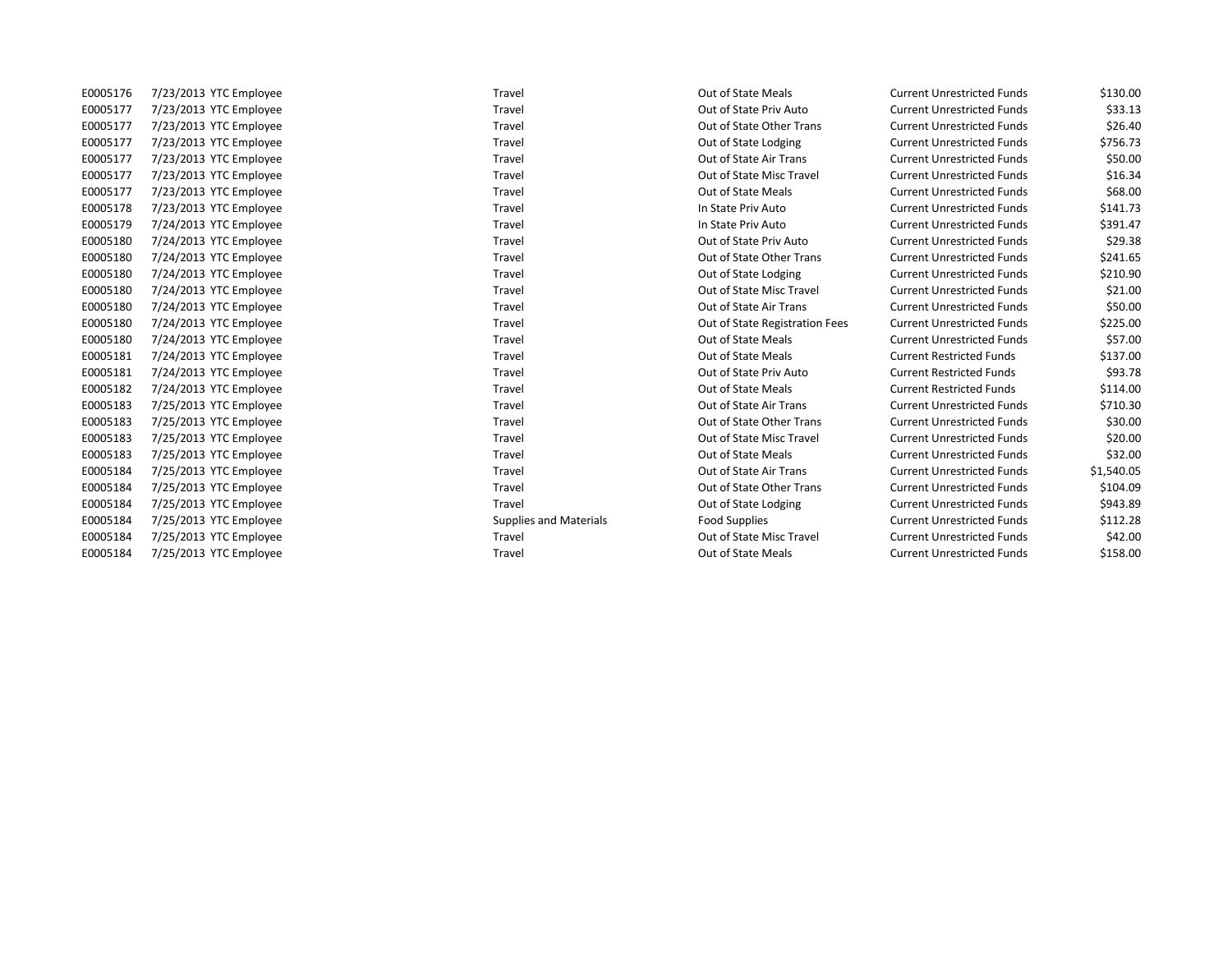| | | | | | | |
|---|---|---|---|---|---|---|
| E0005176 | 7/23/2013 | YTC Employee | Travel | Out of State Meals | Current Unrestricted Funds | $130.00 |
| E0005177 | 7/23/2013 | YTC Employee | Travel | Out of State Priv Auto | Current Unrestricted Funds | $33.13 |
| E0005177 | 7/23/2013 | YTC Employee | Travel | Out of State Other Trans | Current Unrestricted Funds | $26.40 |
| E0005177 | 7/23/2013 | YTC Employee | Travel | Out of State Lodging | Current Unrestricted Funds | $756.73 |
| E0005177 | 7/23/2013 | YTC Employee | Travel | Out of State Air Trans | Current Unrestricted Funds | $50.00 |
| E0005177 | 7/23/2013 | YTC Employee | Travel | Out of State Misc Travel | Current Unrestricted Funds | $16.34 |
| E0005177 | 7/23/2013 | YTC Employee | Travel | Out of State Meals | Current Unrestricted Funds | $68.00 |
| E0005178 | 7/23/2013 | YTC Employee | Travel | In State Priv Auto | Current Unrestricted Funds | $141.73 |
| E0005179 | 7/24/2013 | YTC Employee | Travel | In State Priv Auto | Current Unrestricted Funds | $391.47 |
| E0005180 | 7/24/2013 | YTC Employee | Travel | Out of State Priv Auto | Current Unrestricted Funds | $29.38 |
| E0005180 | 7/24/2013 | YTC Employee | Travel | Out of State Other Trans | Current Unrestricted Funds | $241.65 |
| E0005180 | 7/24/2013 | YTC Employee | Travel | Out of State Lodging | Current Unrestricted Funds | $210.90 |
| E0005180 | 7/24/2013 | YTC Employee | Travel | Out of State Misc Travel | Current Unrestricted Funds | $21.00 |
| E0005180 | 7/24/2013 | YTC Employee | Travel | Out of State Air Trans | Current Unrestricted Funds | $50.00 |
| E0005180 | 7/24/2013 | YTC Employee | Travel | Out of State Registration Fees | Current Unrestricted Funds | $225.00 |
| E0005180 | 7/24/2013 | YTC Employee | Travel | Out of State Meals | Current Unrestricted Funds | $57.00 |
| E0005181 | 7/24/2013 | YTC Employee | Travel | Out of State Meals | Current Restricted Funds | $137.00 |
| E0005181 | 7/24/2013 | YTC Employee | Travel | Out of State Priv Auto | Current Restricted Funds | $93.78 |
| E0005182 | 7/24/2013 | YTC Employee | Travel | Out of State Meals | Current Restricted Funds | $114.00 |
| E0005183 | 7/25/2013 | YTC Employee | Travel | Out of State Air Trans | Current Unrestricted Funds | $710.30 |
| E0005183 | 7/25/2013 | YTC Employee | Travel | Out of State Other Trans | Current Unrestricted Funds | $30.00 |
| E0005183 | 7/25/2013 | YTC Employee | Travel | Out of State Misc Travel | Current Unrestricted Funds | $20.00 |
| E0005183 | 7/25/2013 | YTC Employee | Travel | Out of State Meals | Current Unrestricted Funds | $32.00 |
| E0005184 | 7/25/2013 | YTC Employee | Travel | Out of State Air Trans | Current Unrestricted Funds | $1,540.05 |
| E0005184 | 7/25/2013 | YTC Employee | Travel | Out of State Other Trans | Current Unrestricted Funds | $104.09 |
| E0005184 | 7/25/2013 | YTC Employee | Travel | Out of State Lodging | Current Unrestricted Funds | $943.89 |
| E0005184 | 7/25/2013 | YTC Employee | Supplies and Materials | Food Supplies | Current Unrestricted Funds | $112.28 |
| E0005184 | 7/25/2013 | YTC Employee | Travel | Out of State Misc Travel | Current Unrestricted Funds | $42.00 |
| E0005184 | 7/25/2013 | YTC Employee | Travel | Out of State Meals | Current Unrestricted Funds | $158.00 |